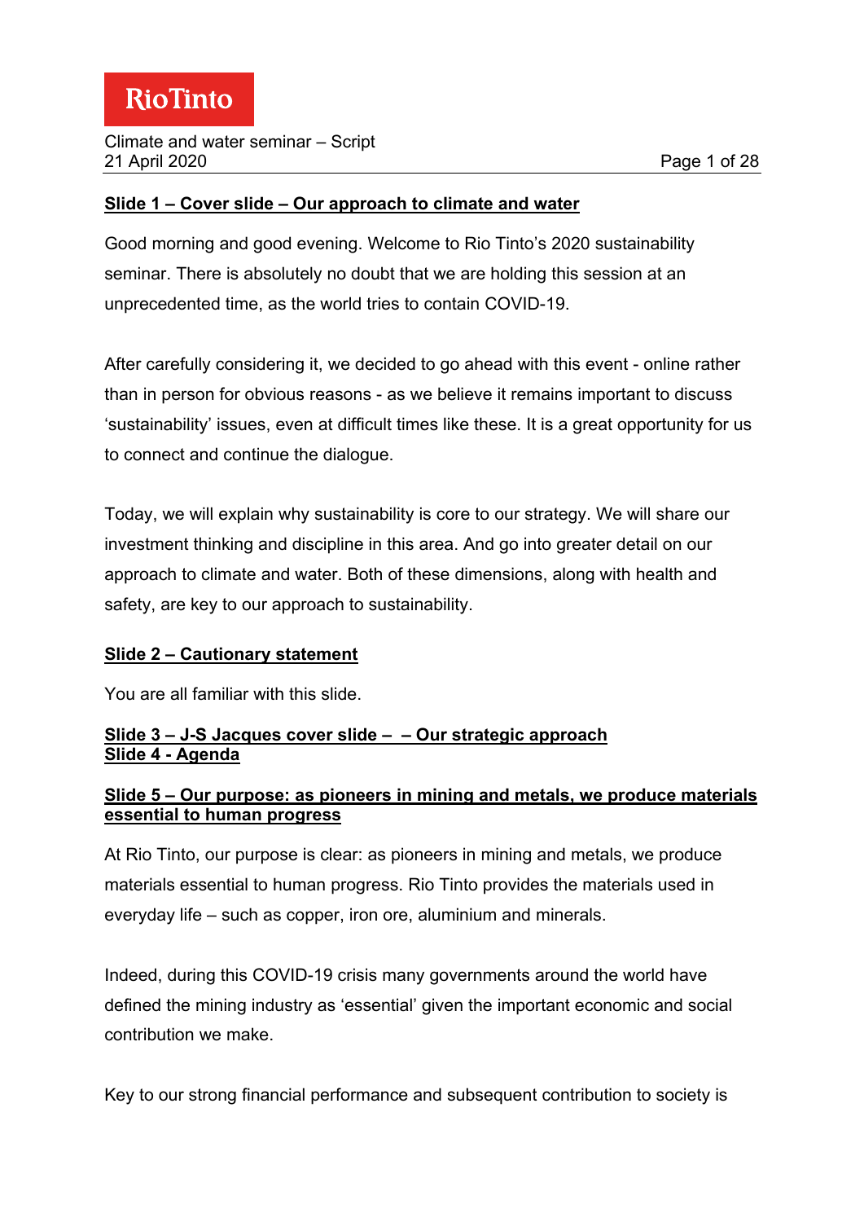**Rio Tinto**

Climate and water seminar – Script
21 April 2020

**Slide 1 – Cover slide – Our approach to climate and water**

Good morning and good evening. Welcome to Rio Tinto's 2020 sustainability seminar. There is absolutely no doubt that we are holding this session at an unprecedented time, as the world tries to contain COVID-19.

After carefully considering it, we decided to go ahead with this event - online rather than in person for obvious reasons - as we believe it remains important to discuss 'sustainability' issues, even at difficult times like these. It is a great opportunity for us to connect and continue the dialogue.

Today, we will explain why sustainability is core to our strategy. We will share our investment thinking and discipline in this area. And go into greater detail on our approach to climate and water. Both of these dimensions, along with health and safety, are key to our approach to sustainability.

**Slide 2 – Cautionary statement**

You are all familiar with this slide.

**Slide 3 – J-S Jacques cover slide – – Our strategic approach**
**Slide 4 - Agenda**

**Slide 5 – Our purpose: as pioneers in mining and metals, we produce materials essential to human progress**

At Rio Tinto, our purpose is clear: as pioneers in mining and metals, we produce materials essential to human progress. Rio Tinto provides the materials used in everyday life – such as copper, iron ore, aluminium and minerals.

Indeed, during this COVID-19 crisis many governments around the world have defined the mining industry as 'essential' given the important economic and social contribution we make.

Key to our strong financial performance and subsequent contribution to society is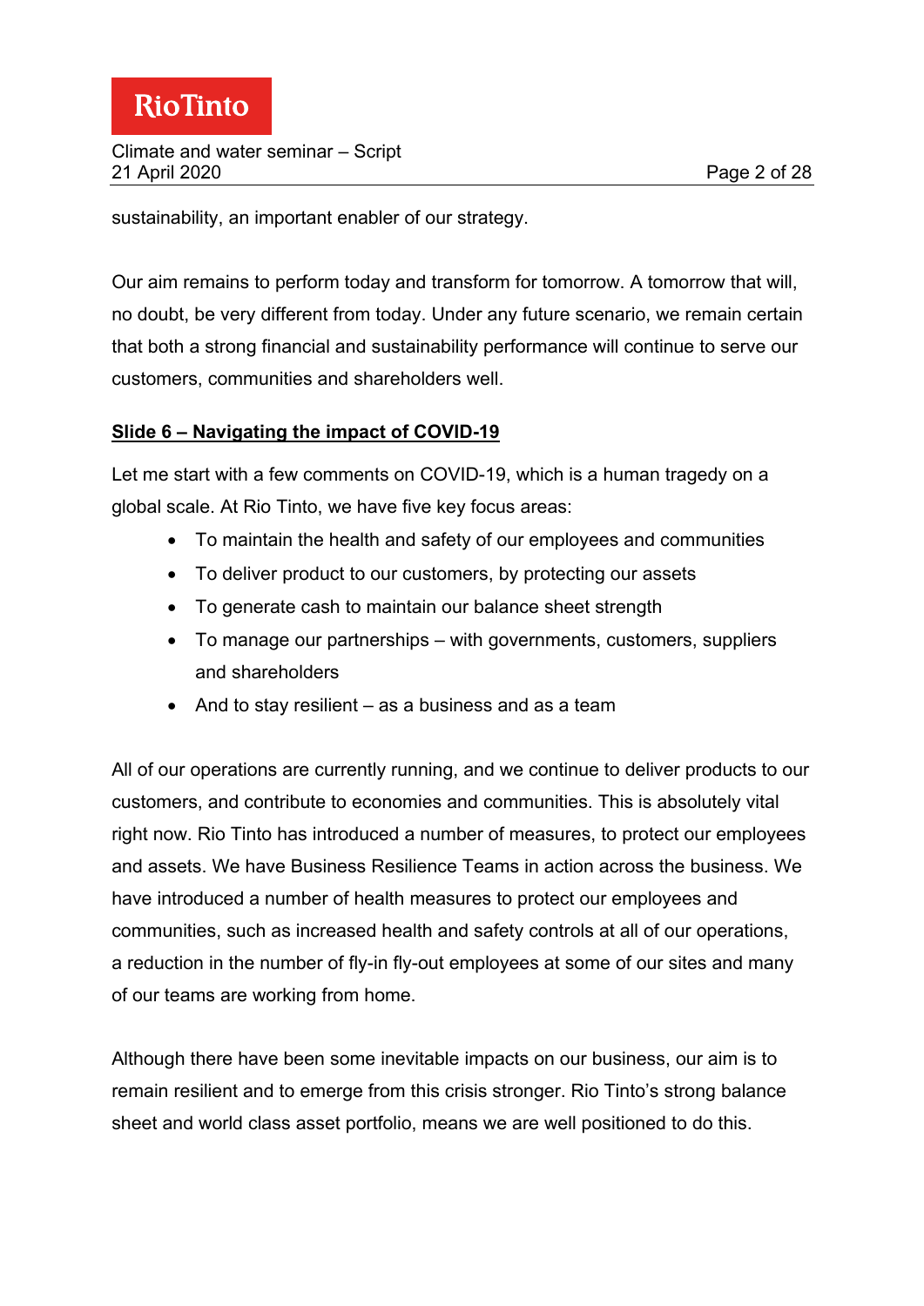sustainability, an important enabler of our strategy.

Our aim remains to perform today and transform for tomorrow. A tomorrow that will, no doubt, be very different from today. Under any future scenario, we remain certain that both a strong financial and sustainability performance will continue to serve our customers, communities and shareholders well.

**Slide 6 – Navigating the impact of COVID-19**

Let me start with a few comments on COVID-19, which is a human tragedy on a global scale. At Rio Tinto, we have five key focus areas:

- To maintain the health and safety of our employees and communities
- To deliver product to our customers, by protecting our assets
- To generate cash to maintain our balance sheet strength
- To manage our partnerships – with governments, customers, suppliers and shareholders
- And to stay resilient – as a business and as a team

All of our operations are currently running, and we continue to deliver products to our customers, and contribute to economies and communities. This is absolutely vital right now. Rio Tinto has introduced a number of measures, to protect our employees and assets. We have Business Resilience Teams in action across the business. We have introduced a number of health measures to protect our employees and communities, such as increased health and safety controls at all of our operations, a reduction in the number of fly-in fly-out employees at some of our sites and many of our teams are working from home.

Although there have been some inevitable impacts on our business, our aim is to remain resilient and to emerge from this crisis stronger. Rio Tinto's strong balance sheet and world class asset portfolio, means we are well positioned to do this.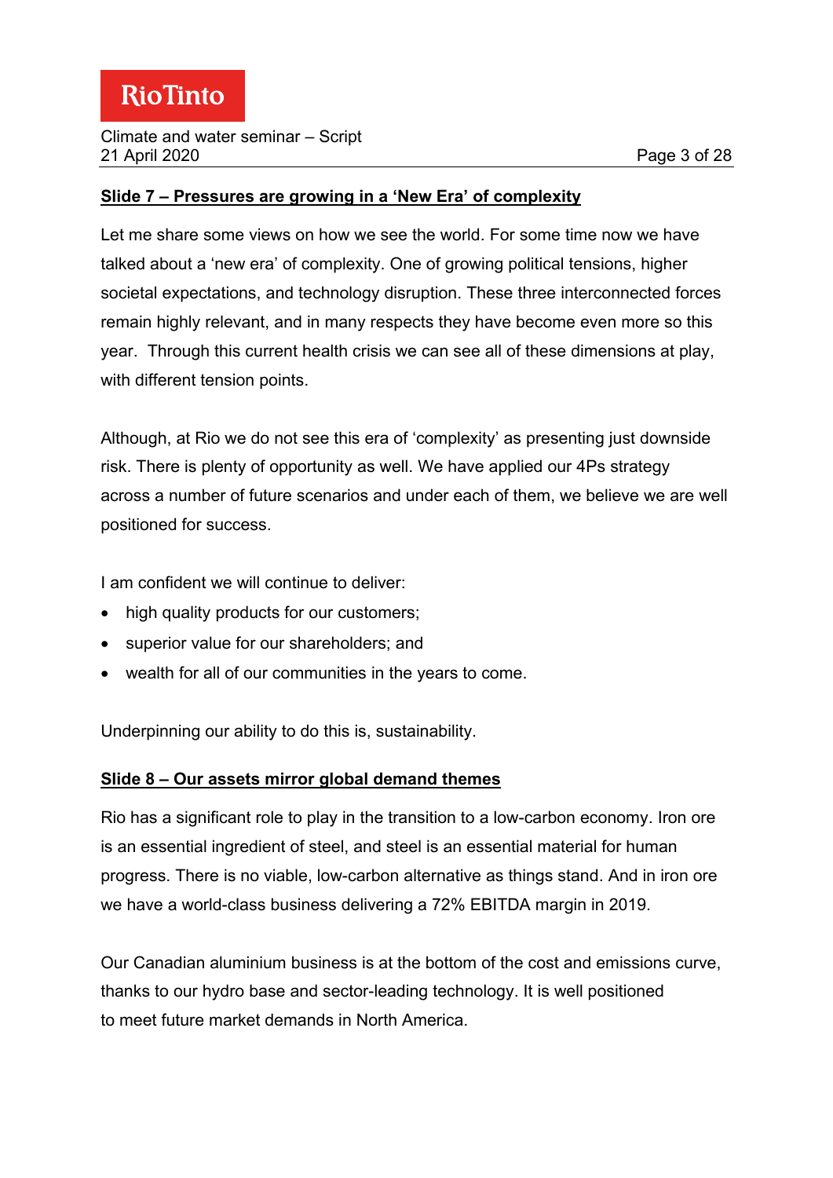**Slide 7 – Pressures are growing in a 'New Era' of complexity**

Let me share some views on how we see the world. For some time now we have talked about a 'new era' of complexity. One of growing political tensions, higher societal expectations, and technology disruption. These three interconnected forces remain highly relevant, and in many respects they have become even more so this year. Through this current health crisis we can see all of these dimensions at play, with different tension points.

Although, at Rio we do not see this era of 'complexity' as presenting just downside risk. There is plenty of opportunity as well. We have applied our 4Ps strategy across a number of future scenarios and under each of them, we believe we are well positioned for success.

I am confident we will continue to deliver:

- high quality products for our customers;
- superior value for our shareholders; and
- wealth for all of our communities in the years to come.

Underpinning our ability to do this is, sustainability.

**Slide 8 – Our assets mirror global demand themes**

Rio has a significant role to play in the transition to a low-carbon economy. Iron ore is an essential ingredient of steel, and steel is an essential material for human progress. There is no viable, low-carbon alternative as things stand. And in iron ore we have a world-class business delivering a 72% EBITDA margin in 2019.

Our Canadian aluminium business is at the bottom of the cost and emissions curve, thanks to our hydro base and sector-leading technology. It is well positioned to meet future market demands in North America.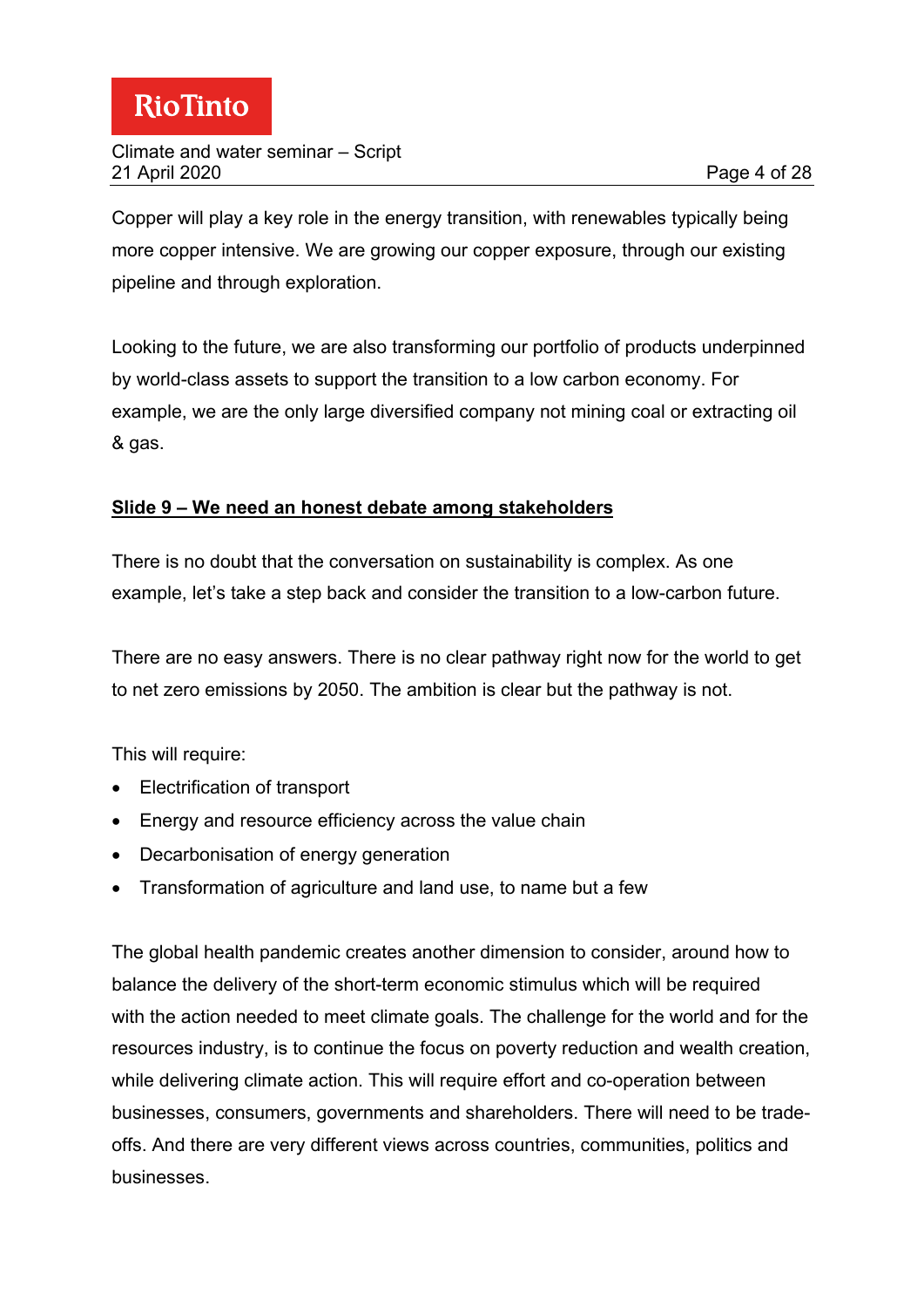Copper will play a key role in the energy transition, with renewables typically being more copper intensive. We are growing our copper exposure, through our existing pipeline and through exploration.

Looking to the future, we are also transforming our portfolio of products underpinned by world-class assets to support the transition to a low carbon economy. For example, we are the only large diversified company not mining coal or extracting oil & gas.

## Slide 9 – We need an honest debate among stakeholders

There is no doubt that the conversation on sustainability is complex. As one example, let's take a step back and consider the transition to a low-carbon future.

There are no easy answers. There is no clear pathway right now for the world to get to net zero emissions by 2050. The ambition is clear but the pathway is not.

This will require:

- Electrification of transport
- Energy and resource efficiency across the value chain
- Decarbonisation of energy generation
- Transformation of agriculture and land use, to name but a few

The global health pandemic creates another dimension to consider, around how to balance the delivery of the short-term economic stimulus which will be required with the action needed to meet climate goals. The challenge for the world and for the resources industry, is to continue the focus on poverty reduction and wealth creation, while delivering climate action. This will require effort and co-operation between businesses, consumers, governments and shareholders. There will need to be trade-offs. And there are very different views across countries, communities, politics and businesses.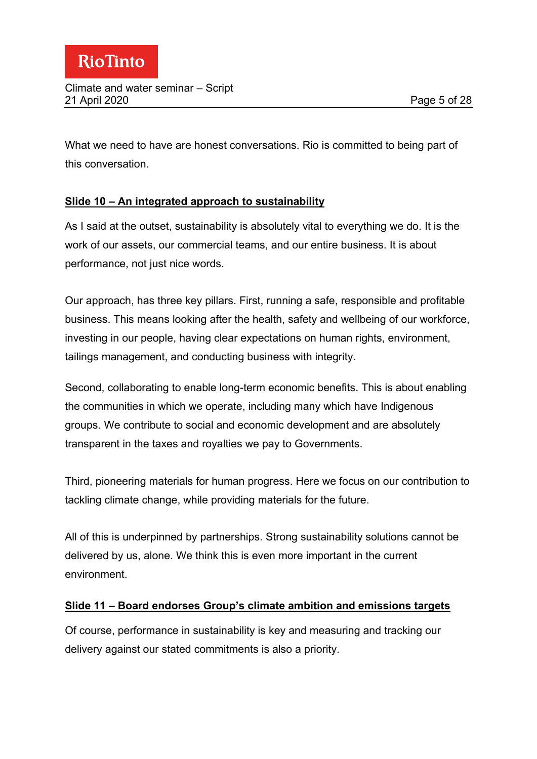What we need to have are honest conversations. Rio is committed to being part of this conversation.

**<u>Slide 10 – An integrated approach to sustainability</u>**

As I said at the outset, sustainability is absolutely vital to everything we do. It is the work of our assets, our commercial teams, and our entire business. It is about performance, not just nice words.

Our approach, has three key pillars. First, running a safe, responsible and profitable business. This means looking after the health, safety and wellbeing of our workforce, investing in our people, having clear expectations on human rights, environment, tailings management, and conducting business with integrity.

Second, collaborating to enable long-term economic benefits. This is about enabling the communities in which we operate, including many which have Indigenous groups. We contribute to social and economic development and are absolutely transparent in the taxes and royalties we pay to Governments.

Third, pioneering materials for human progress. Here we focus on our contribution to tackling climate change, while providing materials for the future.

All of this is underpinned by partnerships. Strong sustainability solutions cannot be delivered by us, alone. We think this is even more important in the current environment.

**<u>Slide 11 – Board endorses Group's climate ambition and emissions targets</u>**

Of course, performance in sustainability is key and measuring and tracking our delivery against our stated commitments is also a priority.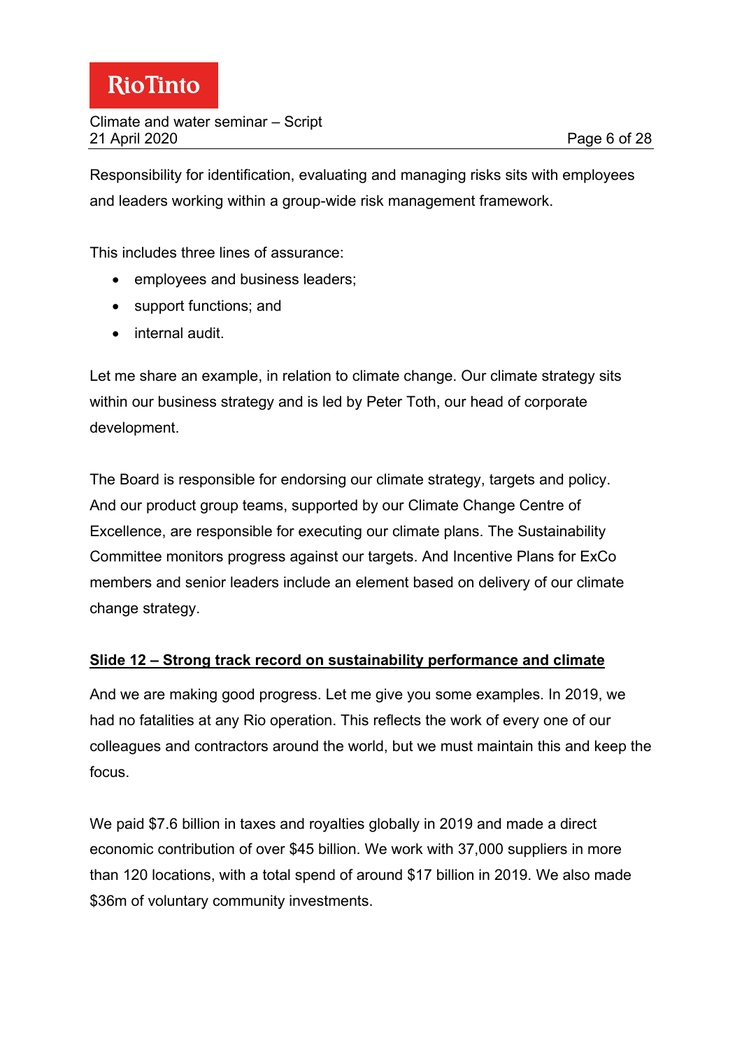Responsibility for identification, evaluating and managing risks sits with employees and leaders working within a group-wide risk management framework.

This includes three lines of assurance:

- employees and business leaders;
- support functions; and
- internal audit.

Let me share an example, in relation to climate change. Our climate strategy sits within our business strategy and is led by Peter Toth, our head of corporate development.

The Board is responsible for endorsing our climate strategy, targets and policy. And our product group teams, supported by our Climate Change Centre of Excellence, are responsible for executing our climate plans. The Sustainability Committee monitors progress against our targets. And Incentive Plans for ExCo members and senior leaders include an element based on delivery of our climate change strategy.

**Slide 12 – Strong track record on sustainability performance and climate**

And we are making good progress. Let me give you some examples. In 2019, we had no fatalities at any Rio operation. This reflects the work of every one of our colleagues and contractors around the world, but we must maintain this and keep the focus.

We paid $7.6 billion in taxes and royalties globally in 2019 and made a direct economic contribution of over $45 billion. We work with 37,000 suppliers in more than 120 locations, with a total spend of around $17 billion in 2019. We also made $36m of voluntary community investments.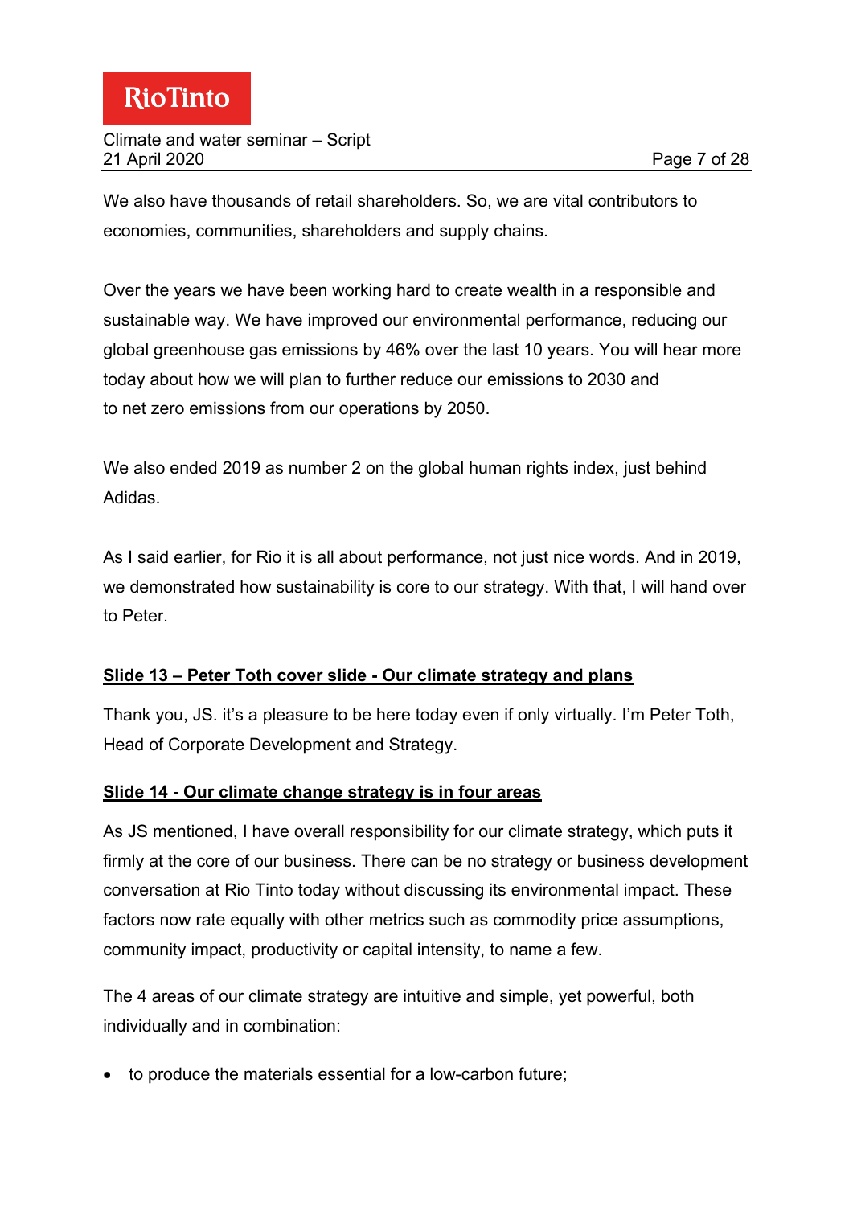We also have thousands of retail shareholders. So, we are vital contributors to economies, communities, shareholders and supply chains.

Over the years we have been working hard to create wealth in a responsible and sustainable way. We have improved our environmental performance, reducing our global greenhouse gas emissions by 46% over the last 10 years. You will hear more today about how we will plan to further reduce our emissions to 2030 and to net zero emissions from our operations by 2050.

We also ended 2019 as number 2 on the global human rights index, just behind Adidas.

As I said earlier, for Rio it is all about performance, not just nice words. And in 2019, we demonstrated how sustainability is core to our strategy. With that, I will hand over to Peter.

**Slide 13 – Peter Toth cover slide - Our climate strategy and plans**

Thank you, JS. it's a pleasure to be here today even if only virtually. I'm Peter Toth, Head of Corporate Development and Strategy.

**Slide 14 - Our climate change strategy is in four areas**

As JS mentioned, I have overall responsibility for our climate strategy, which puts it firmly at the core of our business. There can be no strategy or business development conversation at Rio Tinto today without discussing its environmental impact. These factors now rate equally with other metrics such as commodity price assumptions, community impact, productivity or capital intensity, to name a few.

The 4 areas of our climate strategy are intuitive and simple, yet powerful, both individually and in combination:

- to produce the materials essential for a low-carbon future;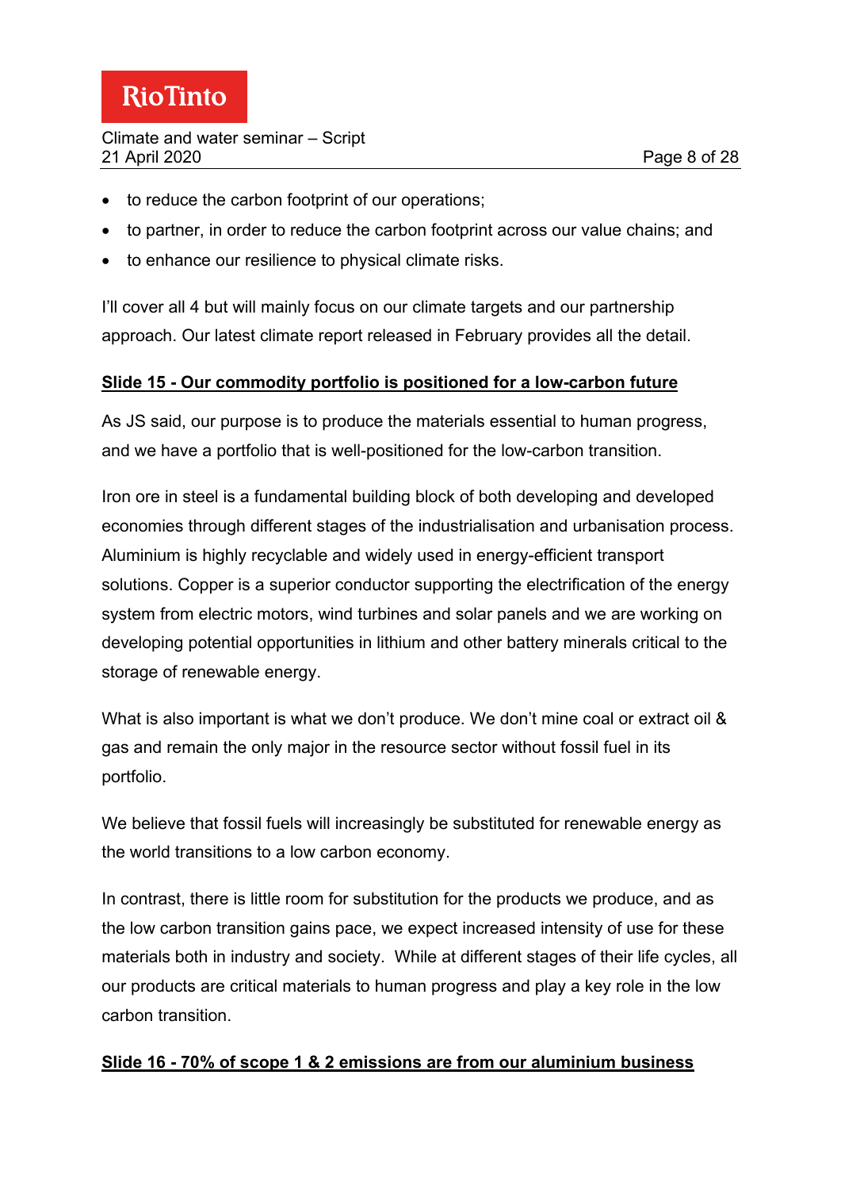- to reduce the carbon footprint of our operations;
- to partner, in order to reduce the carbon footprint across our value chains; and
- to enhance our resilience to physical climate risks.

I'll cover all 4 but will mainly focus on our climate targets and our partnership approach. Our latest climate report released in February provides all the detail.

**Slide 15 - Our commodity portfolio is positioned for a low-carbon future**

As JS said, our purpose is to produce the materials essential to human progress, and we have a portfolio that is well-positioned for the low-carbon transition.

Iron ore in steel is a fundamental building block of both developing and developed economies through different stages of the industrialisation and urbanisation process. Aluminium is highly recyclable and widely used in energy-efficient transport solutions. Copper is a superior conductor supporting the electrification of the energy system from electric motors, wind turbines and solar panels and we are working on developing potential opportunities in lithium and other battery minerals critical to the storage of renewable energy.

What is also important is what we don't produce. We don't mine coal or extract oil & gas and remain the only major in the resource sector without fossil fuel in its portfolio.

We believe that fossil fuels will increasingly be substituted for renewable energy as the world transitions to a low carbon economy.

In contrast, there is little room for substitution for the products we produce, and as the low carbon transition gains pace, we expect increased intensity of use for these materials both in industry and society. While at different stages of their life cycles, all our products are critical materials to human progress and play a key role in the low carbon transition.

**Slide 16 - 70% of scope 1 & 2 emissions are from our aluminium business**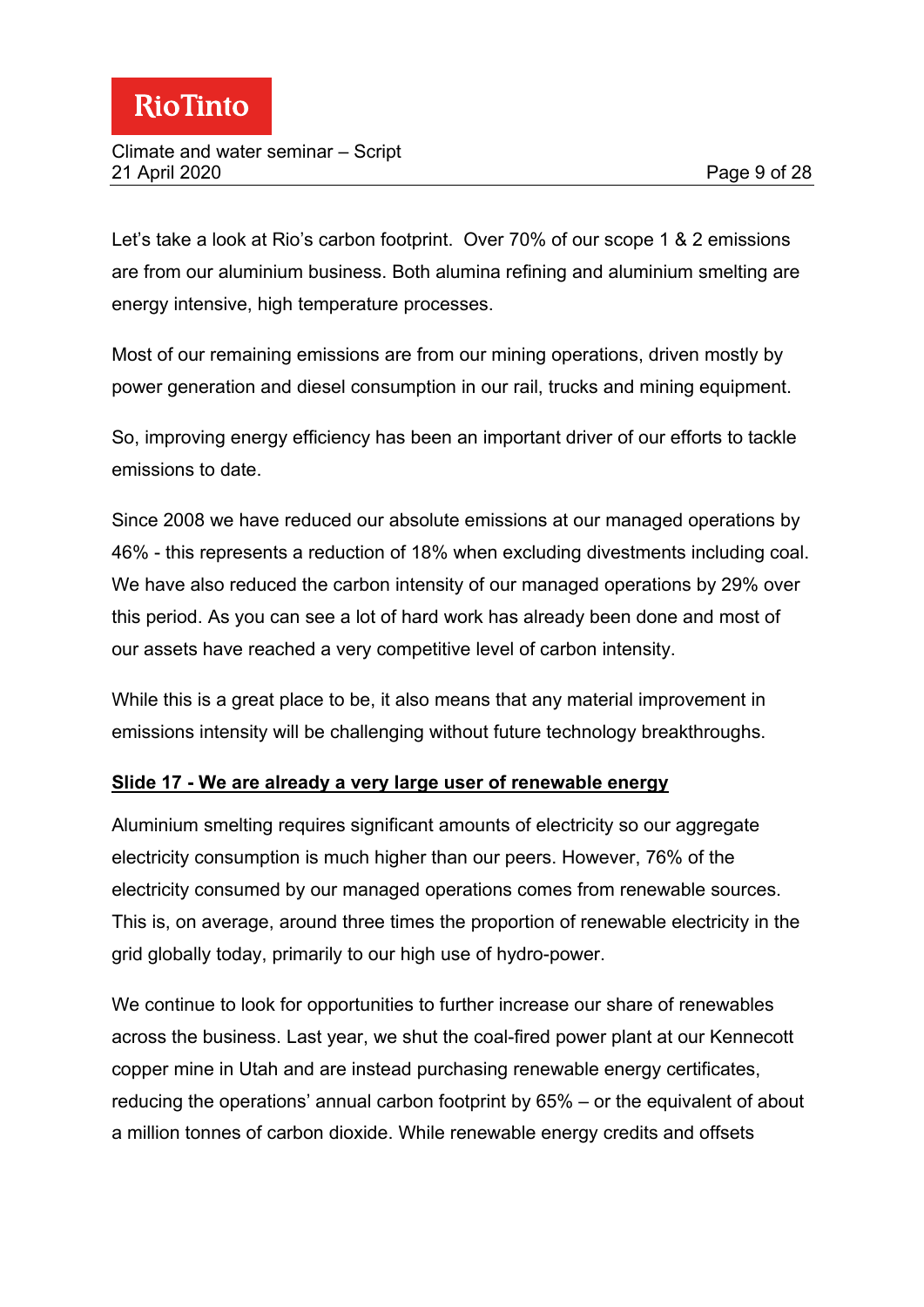Let's take a look at Rio's carbon footprint. Over 70% of our scope 1 & 2 emissions are from our aluminium business. Both alumina refining and aluminium smelting are energy intensive, high temperature processes.

Most of our remaining emissions are from our mining operations, driven mostly by power generation and diesel consumption in our rail, trucks and mining equipment.

So, improving energy efficiency has been an important driver of our efforts to tackle emissions to date.

Since 2008 we have reduced our absolute emissions at our managed operations by 46% - this represents a reduction of 18% when excluding divestments including coal. We have also reduced the carbon intensity of our managed operations by 29% over this period. As you can see a lot of hard work has already been done and most of our assets have reached a very competitive level of carbon intensity.

While this is a great place to be, it also means that any material improvement in emissions intensity will be challenging without future technology breakthroughs.

**Slide 17 - We are already a very large user of renewable energy**

Aluminium smelting requires significant amounts of electricity so our aggregate electricity consumption is much higher than our peers. However, 76% of the electricity consumed by our managed operations comes from renewable sources. This is, on average, around three times the proportion of renewable electricity in the grid globally today, primarily to our high use of hydro-power.

We continue to look for opportunities to further increase our share of renewables across the business. Last year, we shut the coal-fired power plant at our Kennecott copper mine in Utah and are instead purchasing renewable energy certificates, reducing the operations' annual carbon footprint by 65% – or the equivalent of about a million tonnes of carbon dioxide. While renewable energy credits and offsets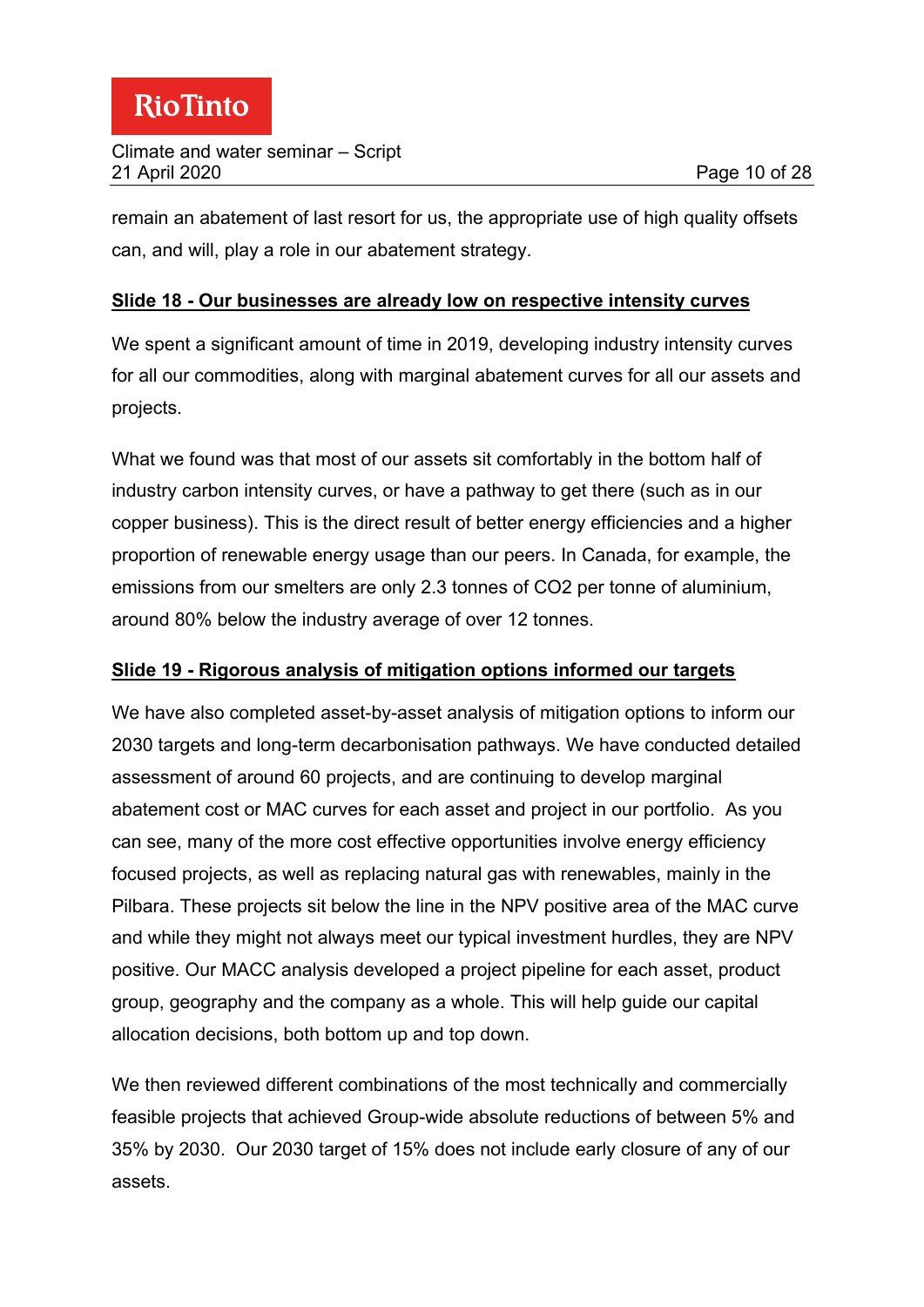remain an abatement of last resort for us, the appropriate use of high quality offsets can, and will, play a role in our abatement strategy.

**Slide 18 - Our businesses are already low on respective intensity curves**

We spent a significant amount of time in 2019, developing industry intensity curves for all our commodities, along with marginal abatement curves for all our assets and projects.

What we found was that most of our assets sit comfortably in the bottom half of industry carbon intensity curves, or have a pathway to get there (such as in our copper business). This is the direct result of better energy efficiencies and a higher proportion of renewable energy usage than our peers. In Canada, for example, the emissions from our smelters are only 2.3 tonnes of $CO_2$ per tonne of aluminium, around 80% below the industry average of over 12 tonnes.

**Slide 19 - Rigorous analysis of mitigation options informed our targets**

We have also completed asset-by-asset analysis of mitigation options to inform our 2030 targets and long-term decarbonisation pathways. We have conducted detailed assessment of around 60 projects, and are continuing to develop marginal abatement cost or MAC curves for each asset and project in our portfolio. As you can see, many of the more cost effective opportunities involve energy efficiency focused projects, as well as replacing natural gas with renewables, mainly in the Pilbara. These projects sit below the line in the NPV positive area of the MAC curve and while they might not always meet our typical investment hurdles, they are NPV positive. Our MACC analysis developed a project pipeline for each asset, product group, geography and the company as a whole. This will help guide our capital allocation decisions, both bottom up and top down.

We then reviewed different combinations of the most technically and commercially feasible projects that achieved Group-wide absolute reductions of between 5% and 35% by 2030. Our 2030 target of 15% does not include early closure of any of our assets.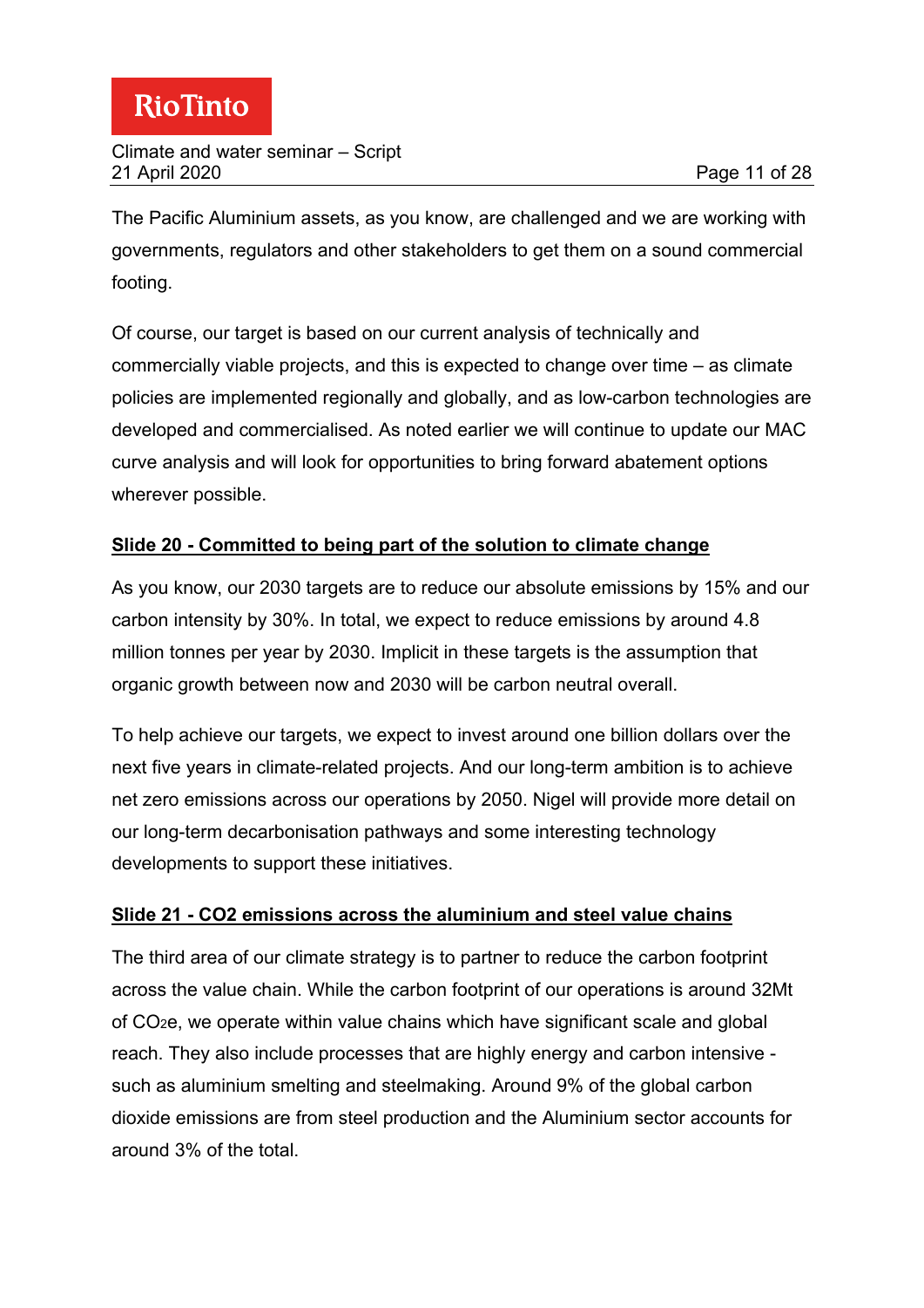The Pacific Aluminium assets, as you know, are challenged and we are working with governments, regulators and other stakeholders to get them on a sound commercial footing.

Of course, our target is based on our current analysis of technically and commercially viable projects, and this is expected to change over time – as climate policies are implemented regionally and globally, and as low-carbon technologies are developed and commercialised. As noted earlier we will continue to update our MAC curve analysis and will look for opportunities to bring forward abatement options wherever possible.

## Slide 20 - Committed to being part of the solution to climate change

As you know, our 2030 targets are to reduce our absolute emissions by 15% and our carbon intensity by 30%. In total, we expect to reduce emissions by around 4.8 million tonnes per year by 2030. Implicit in these targets is the assumption that organic growth between now and 2030 will be carbon neutral overall.

To help achieve our targets, we expect to invest around one billion dollars over the next five years in climate-related projects. And our long-term ambition is to achieve net zero emissions across our operations by 2050. Nigel will provide more detail on our long-term decarbonisation pathways and some interesting technology developments to support these initiatives.

## Slide 21 - CO2 emissions across the aluminium and steel value chains

The third area of our climate strategy is to partner to reduce the carbon footprint across the value chain. While the carbon footprint of our operations is around 32Mt of $CO_2e$, we operate within value chains which have significant scale and global reach. They also include processes that are highly energy and carbon intensive - such as aluminium smelting and steelmaking. Around 9% of the global carbon dioxide emissions are from steel production and the Aluminium sector accounts for around 3% of the total.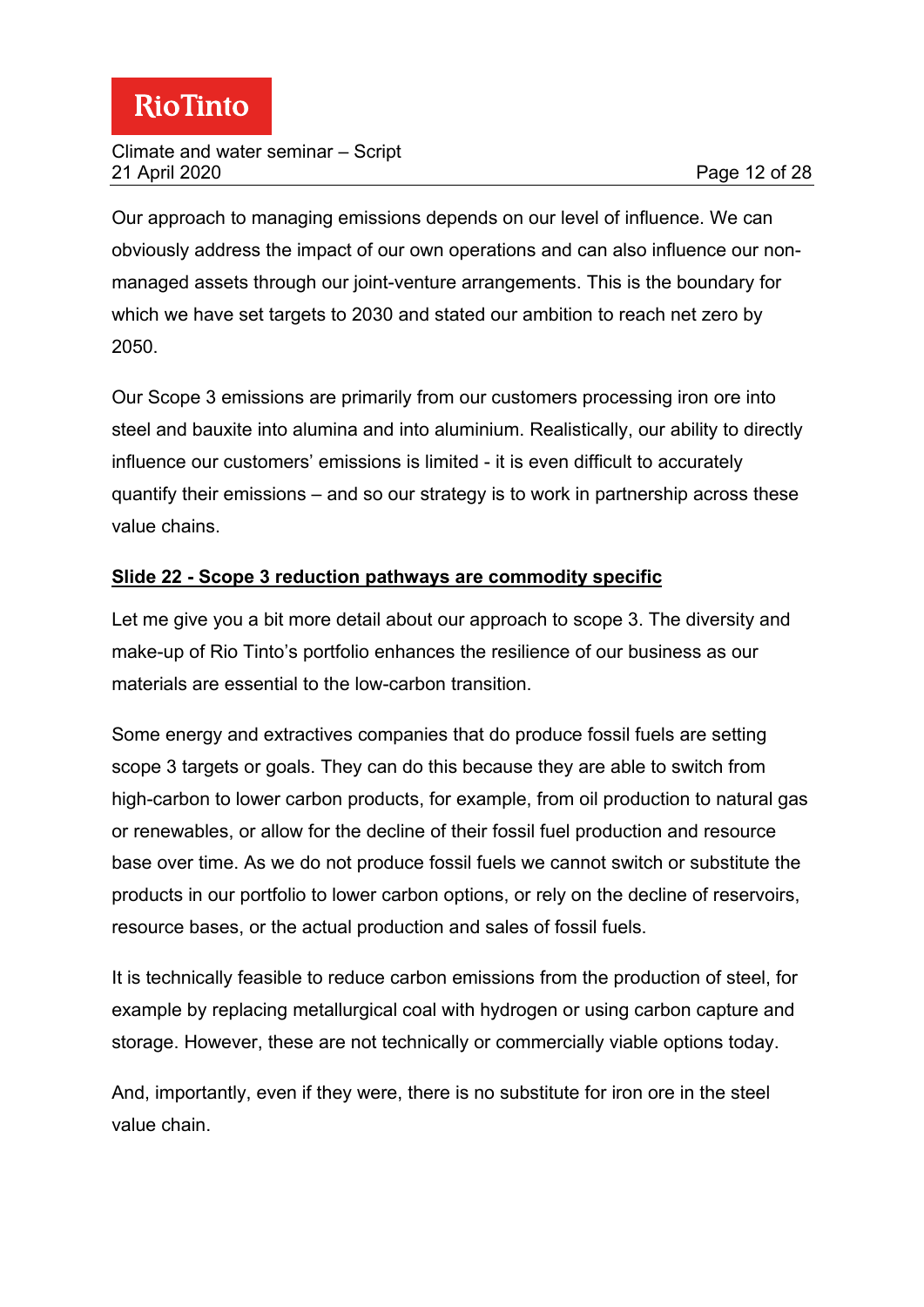Our approach to managing emissions depends on our level of influence. We can obviously address the impact of our own operations and can also influence our non-managed assets through our joint-venture arrangements. This is the boundary for which we have set targets to 2030 and stated our ambition to reach net zero by 2050.

Our Scope 3 emissions are primarily from our customers processing iron ore into steel and bauxite into alumina and into aluminium. Realistically, our ability to directly influence our customers' emissions is limited - it is even difficult to accurately quantify their emissions – and so our strategy is to work in partnership across these value chains.

**Slide 22 - Scope 3 reduction pathways are commodity specific**

Let me give you a bit more detail about our approach to scope 3. The diversity and make-up of Rio Tinto's portfolio enhances the resilience of our business as our materials are essential to the low-carbon transition.

Some energy and extractives companies that do produce fossil fuels are setting scope 3 targets or goals. They can do this because they are able to switch from high-carbon to lower carbon products, for example, from oil production to natural gas or renewables, or allow for the decline of their fossil fuel production and resource base over time. As we do not produce fossil fuels we cannot switch or substitute the products in our portfolio to lower carbon options, or rely on the decline of reservoirs, resource bases, or the actual production and sales of fossil fuels.

It is technically feasible to reduce carbon emissions from the production of steel, for example by replacing metallurgical coal with hydrogen or using carbon capture and storage. However, these are not technically or commercially viable options today.

And, importantly, even if they were, there is no substitute for iron ore in the steel value chain.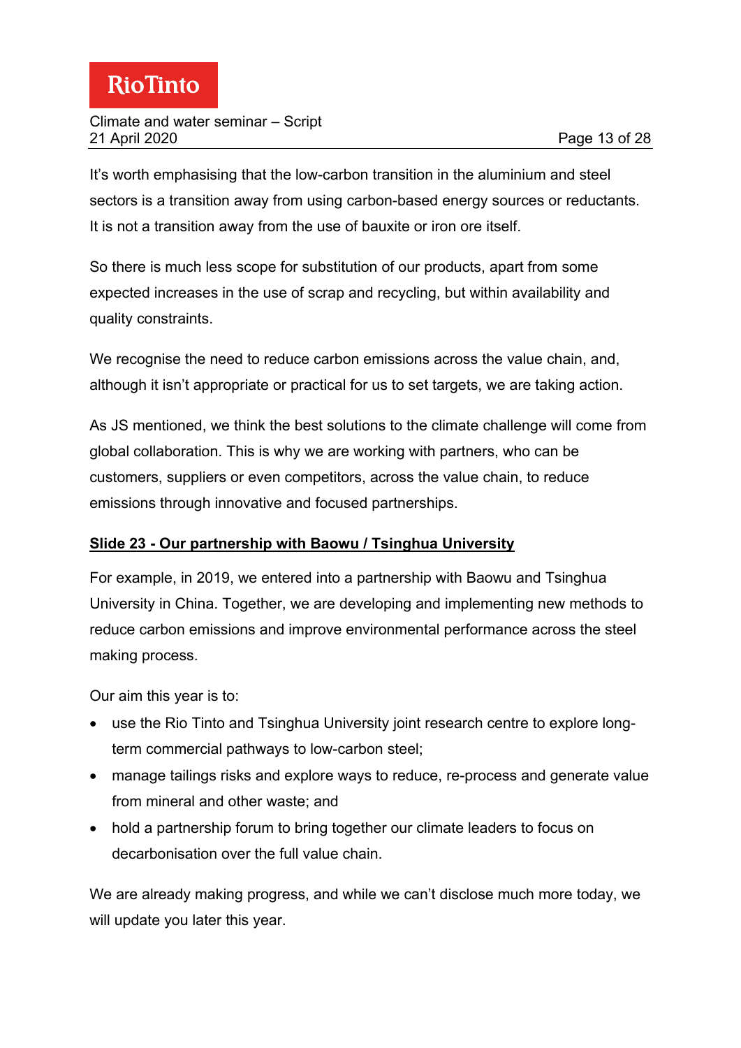It's worth emphasising that the low-carbon transition in the aluminium and steel sectors is a transition away from using carbon-based energy sources or reductants. It is not a transition away from the use of bauxite or iron ore itself.

So there is much less scope for substitution of our products, apart from some expected increases in the use of scrap and recycling, but within availability and quality constraints.

We recognise the need to reduce carbon emissions across the value chain, and, although it isn't appropriate or practical for us to set targets, we are taking action.

As JS mentioned, we think the best solutions to the climate challenge will come from global collaboration. This is why we are working with partners, who can be customers, suppliers or even competitors, across the value chain, to reduce emissions through innovative and focused partnerships.

**Slide 23 - Our partnership with Baowu / Tsinghua University**

For example, in 2019, we entered into a partnership with Baowu and Tsinghua University in China. Together, we are developing and implementing new methods to reduce carbon emissions and improve environmental performance across the steel making process.

Our aim this year is to:

- use the Rio Tinto and Tsinghua University joint research centre to explore long-term commercial pathways to low-carbon steel;
- manage tailings risks and explore ways to reduce, re-process and generate value from mineral and other waste; and
- hold a partnership forum to bring together our climate leaders to focus on decarbonisation over the full value chain.

We are already making progress, and while we can't disclose much more today, we will update you later this year.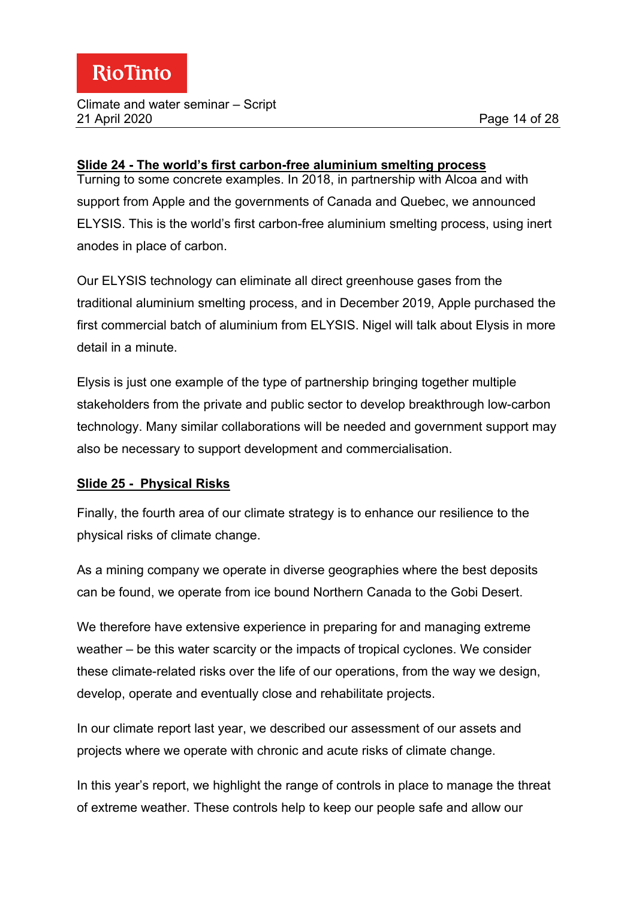**Slide 24 - The world's first carbon-free aluminium smelting process**

Turning to some concrete examples. In 2018, in partnership with Alcoa and with support from Apple and the governments of Canada and Quebec, we announced ELYSIS. This is the world's first carbon-free aluminium smelting process, using inert anodes in place of carbon.

Our ELYSIS technology can eliminate all direct greenhouse gases from the traditional aluminium smelting process, and in December 2019, Apple purchased the first commercial batch of aluminium from ELYSIS. Nigel will talk about Elysis in more detail in a minute.

Elysis is just one example of the type of partnership bringing together multiple stakeholders from the private and public sector to develop breakthrough low-carbon technology. Many similar collaborations will be needed and government support may also be necessary to support development and commercialisation.

**Slide 25 - Physical Risks**

Finally, the fourth area of our climate strategy is to enhance our resilience to the physical risks of climate change.

As a mining company we operate in diverse geographies where the best deposits can be found, we operate from ice bound Northern Canada to the Gobi Desert.

We therefore have extensive experience in preparing for and managing extreme weather – be this water scarcity or the impacts of tropical cyclones. We consider these climate-related risks over the life of our operations, from the way we design, develop, operate and eventually close and rehabilitate projects.

In our climate report last year, we described our assessment of our assets and projects where we operate with chronic and acute risks of climate change.

In this year's report, we highlight the range of controls in place to manage the threat of extreme weather. These controls help to keep our people safe and allow our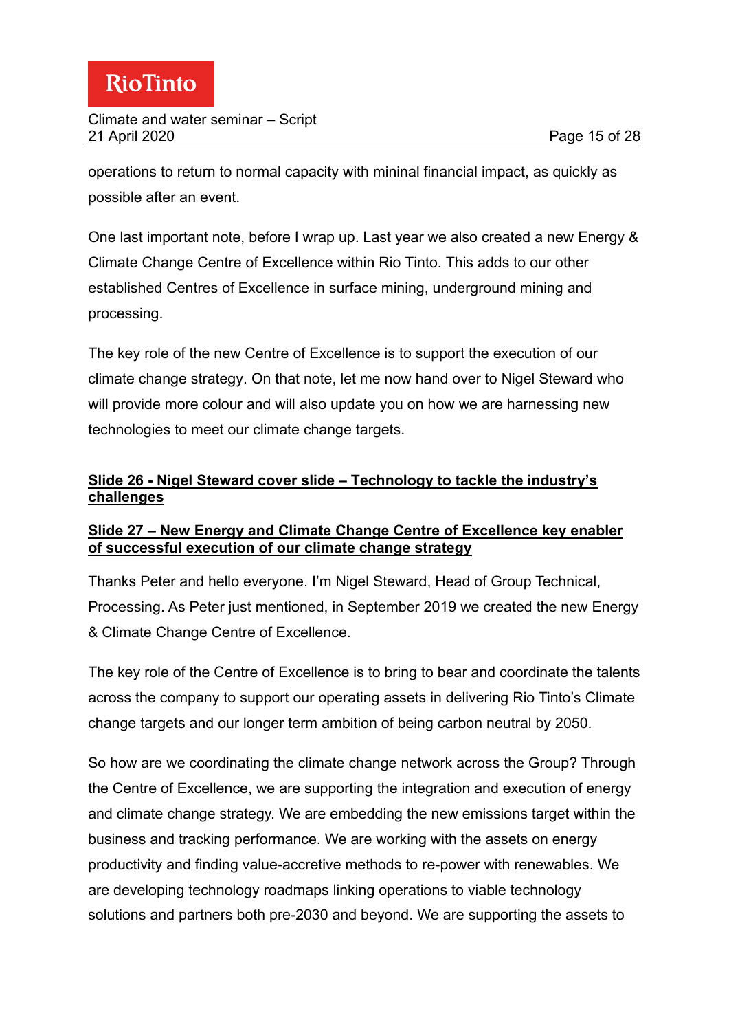operations to return to normal capacity with mininal financial impact, as quickly as possible after an event.

One last important note, before I wrap up. Last year we also created a new Energy & Climate Change Centre of Excellence within Rio Tinto. This adds to our other established Centres of Excellence in surface mining, underground mining and processing.

The key role of the new Centre of Excellence is to support the execution of our climate change strategy. On that note, let me now hand over to Nigel Steward who will provide more colour and will also update you on how we are harnessing new technologies to meet our climate change targets.

**Slide 26 - Nigel Steward cover slide – Technology to tackle the industry's challenges**

**Slide 27 – New Energy and Climate Change Centre of Excellence key enabler of successful execution of our climate change strategy**

Thanks Peter and hello everyone. I'm Nigel Steward, Head of Group Technical, Processing. As Peter just mentioned, in September 2019 we created the new Energy & Climate Change Centre of Excellence.

The key role of the Centre of Excellence is to bring to bear and coordinate the talents across the company to support our operating assets in delivering Rio Tinto's Climate change targets and our longer term ambition of being carbon neutral by 2050.

So how are we coordinating the climate change network across the Group? Through the Centre of Excellence, we are supporting the integration and execution of energy and climate change strategy. We are embedding the new emissions target within the business and tracking performance. We are working with the assets on energy productivity and finding value-accretive methods to re-power with renewables. We are developing technology roadmaps linking operations to viable technology solutions and partners both pre-2030 and beyond. We are supporting the assets to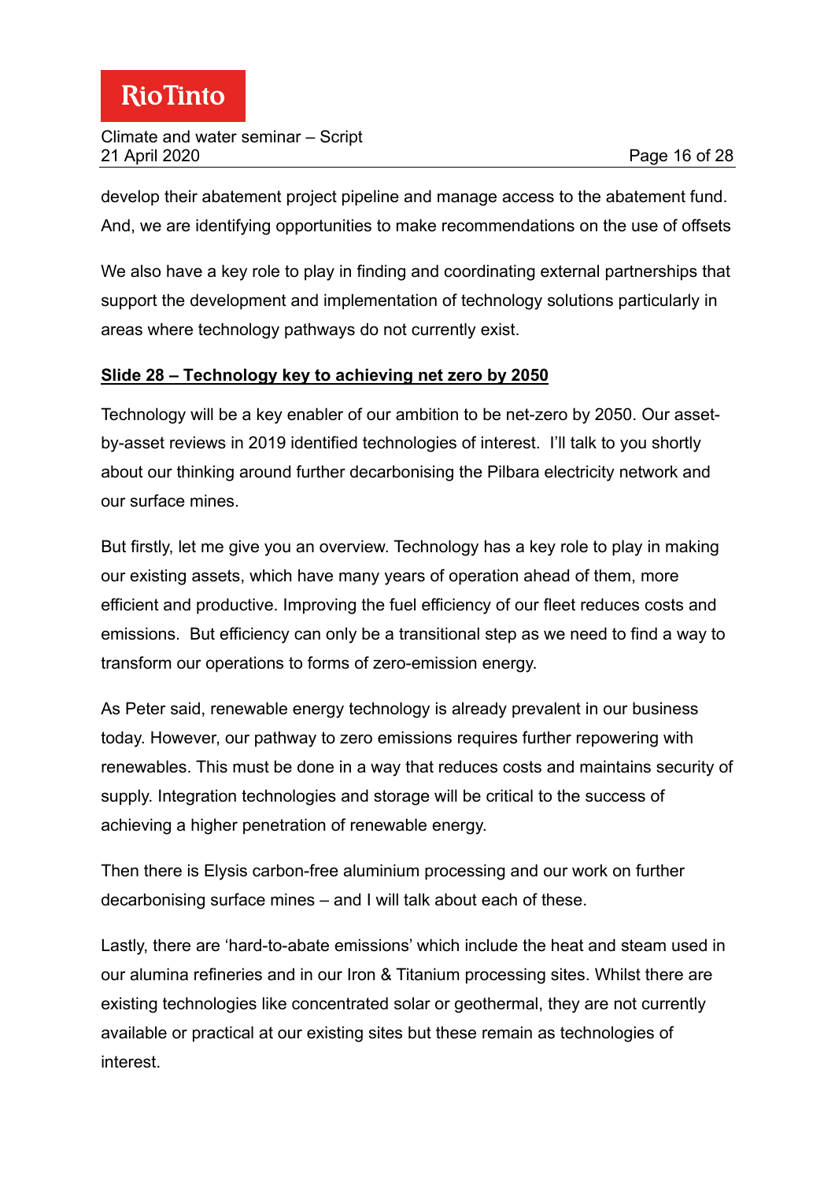develop their abatement project pipeline and manage access to the abatement fund. And, we are identifying opportunities to make recommendations on the use of offsets

We also have a key role to play in finding and coordinating external partnerships that support the development and implementation of technology solutions particularly in areas where technology pathways do not currently exist.

**Slide 28 – Technology key to achieving net zero by 2050**

Technology will be a key enabler of our ambition to be net-zero by 2050. Our asset-by-asset reviews in 2019 identified technologies of interest. I'll talk to you shortly about our thinking around further decarbonising the Pilbara electricity network and our surface mines.

But firstly, let me give you an overview. Technology has a key role to play in making our existing assets, which have many years of operation ahead of them, more efficient and productive. Improving the fuel efficiency of our fleet reduces costs and emissions. But efficiency can only be a transitional step as we need to find a way to transform our operations to forms of zero-emission energy.

As Peter said, renewable energy technology is already prevalent in our business today. However, our pathway to zero emissions requires further repowering with renewables. This must be done in a way that reduces costs and maintains security of supply. Integration technologies and storage will be critical to the success of achieving a higher penetration of renewable energy.

Then there is Elysis carbon-free aluminium processing and our work on further decarbonising surface mines – and I will talk about each of these.

Lastly, there are 'hard-to-abate emissions' which include the heat and steam used in our alumina refineries and in our Iron & Titanium processing sites. Whilst there are existing technologies like concentrated solar or geothermal, they are not currently available or practical at our existing sites but these remain as technologies of interest.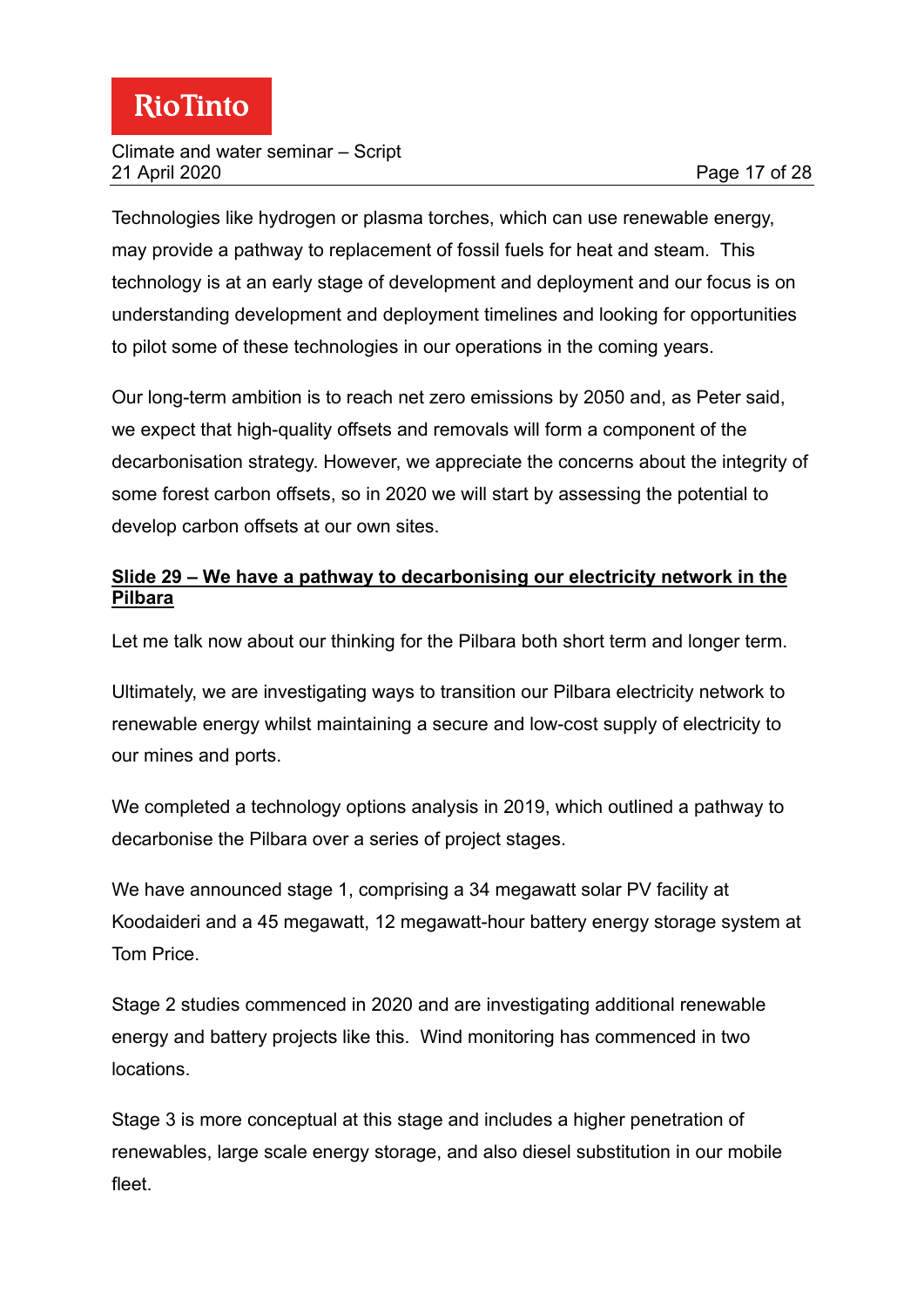Technologies like hydrogen or plasma torches, which can use renewable energy, may provide a pathway to replacement of fossil fuels for heat and steam. This technology is at an early stage of development and deployment and our focus is on understanding development and deployment timelines and looking for opportunities to pilot some of these technologies in our operations in the coming years.

Our long-term ambition is to reach net zero emissions by 2050 and, as Peter said, we expect that high-quality offsets and removals will form a component of the decarbonisation strategy. However, we appreciate the concerns about the integrity of some forest carbon offsets, so in 2020 we will start by assessing the potential to develop carbon offsets at our own sites.

**Slide 29 – We have a pathway to decarbonising our electricity network in the Pilbara**

Let me talk now about our thinking for the Pilbara both short term and longer term.

Ultimately, we are investigating ways to transition our Pilbara electricity network to renewable energy whilst maintaining a secure and low-cost supply of electricity to our mines and ports.

We completed a technology options analysis in 2019, which outlined a pathway to decarbonise the Pilbara over a series of project stages.

We have announced stage 1, comprising a 34 megawatt solar PV facility at Koodaideri and a 45 megawatt, 12 megawatt-hour battery energy storage system at Tom Price.

Stage 2 studies commenced in 2020 and are investigating additional renewable energy and battery projects like this. Wind monitoring has commenced in two locations.

Stage 3 is more conceptual at this stage and includes a higher penetration of renewables, large scale energy storage, and also diesel substitution in our mobile fleet.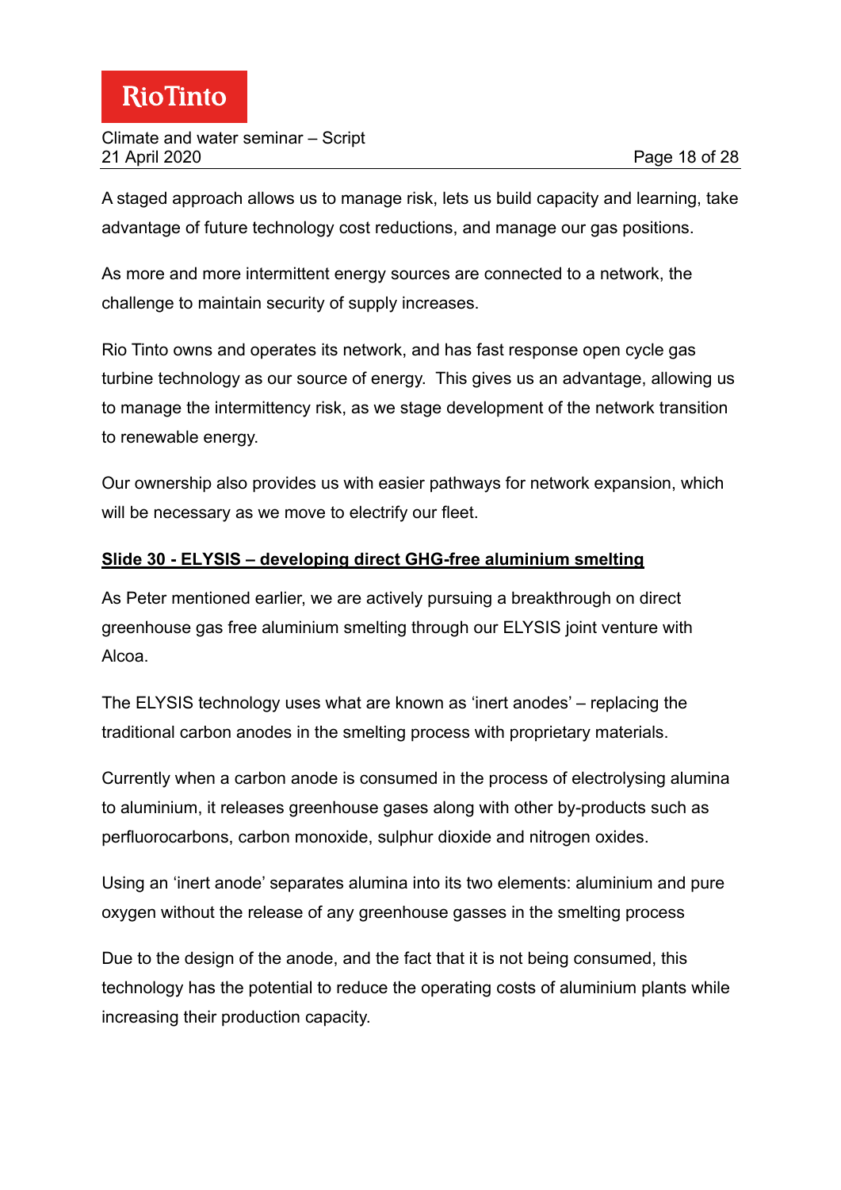A staged approach allows us to manage risk, lets us build capacity and learning, take advantage of future technology cost reductions, and manage our gas positions.

As more and more intermittent energy sources are connected to a network, the challenge to maintain security of supply increases.

Rio Tinto owns and operates its network, and has fast response open cycle gas turbine technology as our source of energy. This gives us an advantage, allowing us to manage the intermittency risk, as we stage development of the network transition to renewable energy.

Our ownership also provides us with easier pathways for network expansion, which will be necessary as we move to electrify our fleet.

**Slide 30 - ELYSIS – developing direct GHG-free aluminium smelting**

As Peter mentioned earlier, we are actively pursuing a breakthrough on direct greenhouse gas free aluminium smelting through our ELYSIS joint venture with Alcoa.

The ELYSIS technology uses what are known as 'inert anodes' – replacing the traditional carbon anodes in the smelting process with proprietary materials.

Currently when a carbon anode is consumed in the process of electrolysing alumina to aluminium, it releases greenhouse gases along with other by-products such as perfluorocarbons, carbon monoxide, sulphur dioxide and nitrogen oxides.

Using an 'inert anode' separates alumina into its two elements: aluminium and pure oxygen without the release of any greenhouse gasses in the smelting process

Due to the design of the anode, and the fact that it is not being consumed, this technology has the potential to reduce the operating costs of aluminium plants while increasing their production capacity.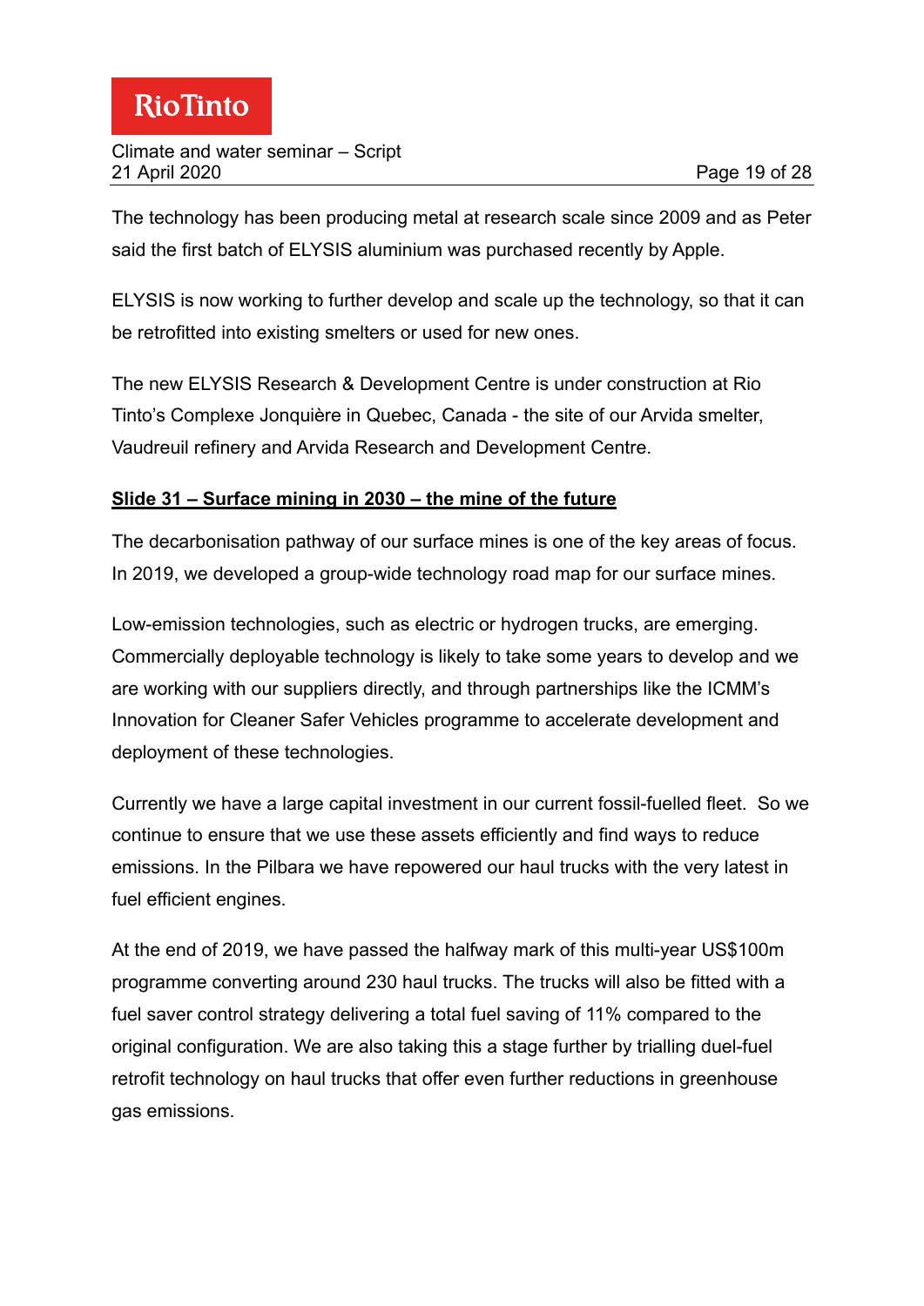The technology has been producing metal at research scale since 2009 and as Peter said the first batch of ELYSIS aluminium was purchased recently by Apple.

ELYSIS is now working to further develop and scale up the technology, so that it can be retrofitted into existing smelters or used for new ones.

The new ELYSIS Research & Development Centre is under construction at Rio Tinto's Complexe Jonquière in Quebec, Canada - the site of our Arvida smelter, Vaudreuil refinery and Arvida Research and Development Centre.

**Slide 31 – Surface mining in 2030 – the mine of the future**

The decarbonisation pathway of our surface mines is one of the key areas of focus. In 2019, we developed a group-wide technology road map for our surface mines.

Low-emission technologies, such as electric or hydrogen trucks, are emerging. Commercially deployable technology is likely to take some years to develop and we are working with our suppliers directly, and through partnerships like the ICMM's Innovation for Cleaner Safer Vehicles programme to accelerate development and deployment of these technologies.

Currently we have a large capital investment in our current fossil-fuelled fleet. So we continue to ensure that we use these assets efficiently and find ways to reduce emissions. In the Pilbara we have repowered our haul trucks with the very latest in fuel efficient engines.

At the end of 2019, we have passed the halfway mark of this multi-year US$100m programme converting around 230 haul trucks. The trucks will also be fitted with a fuel saver control strategy delivering a total fuel saving of 11% compared to the original configuration. We are also taking this a stage further by trialling duel-fuel retrofit technology on haul trucks that offer even further reductions in greenhouse gas emissions.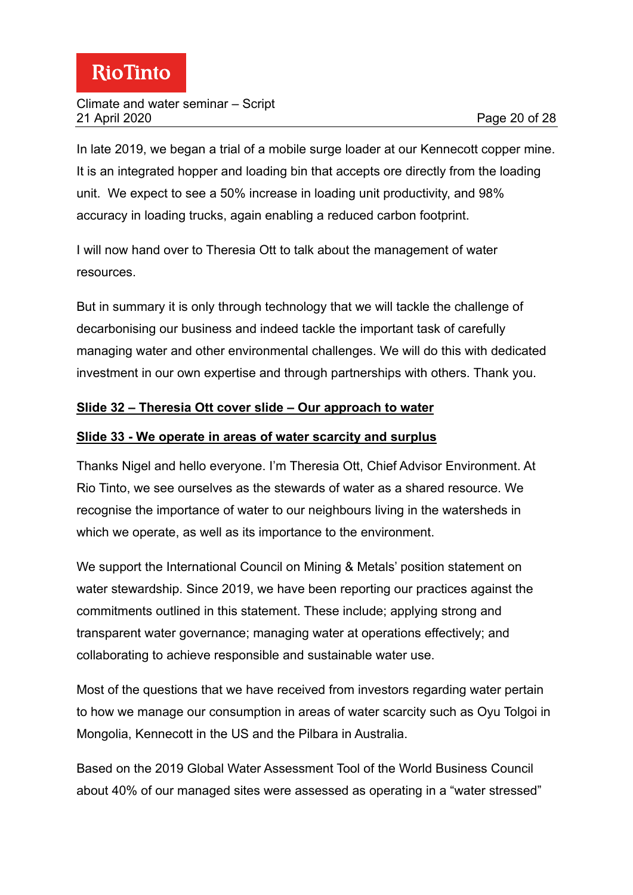In late 2019, we began a trial of a mobile surge loader at our Kennecott copper mine. It is an integrated hopper and loading bin that accepts ore directly from the loading unit. We expect to see a 50% increase in loading unit productivity, and 98% accuracy in loading trucks, again enabling a reduced carbon footprint.

I will now hand over to Theresia Ott to talk about the management of water resources.

But in summary it is only through technology that we will tackle the challenge of decarbonising our business and indeed tackle the important task of carefully managing water and other environmental challenges. We will do this with dedicated investment in our own expertise and through partnerships with others. Thank you.

**Slide 32 – Theresia Ott cover slide – Our approach to water**

**Slide 33 - We operate in areas of water scarcity and surplus**

Thanks Nigel and hello everyone. I'm Theresia Ott, Chief Advisor Environment. At Rio Tinto, we see ourselves as the stewards of water as a shared resource. We recognise the importance of water to our neighbours living in the watersheds in which we operate, as well as its importance to the environment.

We support the International Council on Mining & Metals' position statement on water stewardship. Since 2019, we have been reporting our practices against the commitments outlined in this statement. These include; applying strong and transparent water governance; managing water at operations effectively; and collaborating to achieve responsible and sustainable water use.

Most of the questions that we have received from investors regarding water pertain to how we manage our consumption in areas of water scarcity such as Oyu Tolgoi in Mongolia, Kennecott in the US and the Pilbara in Australia.

Based on the 2019 Global Water Assessment Tool of the World Business Council about 40% of our managed sites were assessed as operating in a "water stressed"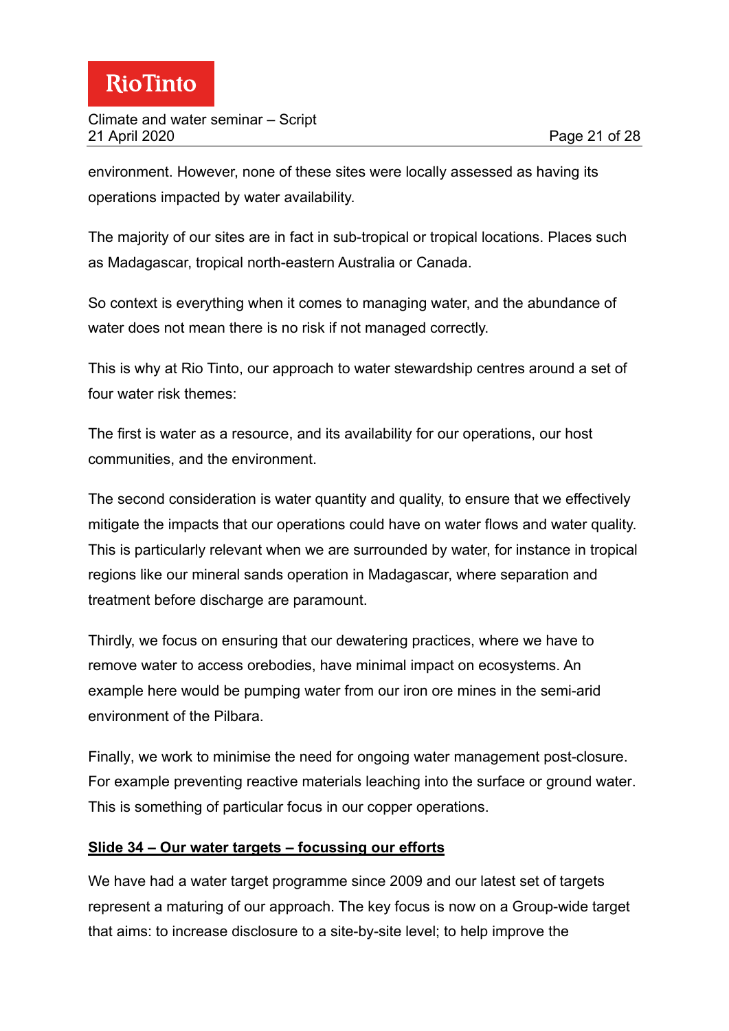environment. However, none of these sites were locally assessed as having its operations impacted by water availability.

The majority of our sites are in fact in sub-tropical or tropical locations. Places such as Madagascar, tropical north-eastern Australia or Canada.

So context is everything when it comes to managing water, and the abundance of water does not mean there is no risk if not managed correctly.

This is why at Rio Tinto, our approach to water stewardship centres around a set of four water risk themes:

The first is water as a resource, and its availability for our operations, our host communities, and the environment.

The second consideration is water quantity and quality, to ensure that we effectively mitigate the impacts that our operations could have on water flows and water quality. This is particularly relevant when we are surrounded by water, for instance in tropical regions like our mineral sands operation in Madagascar, where separation and treatment before discharge are paramount.

Thirdly, we focus on ensuring that our dewatering practices, where we have to remove water to access orebodies, have minimal impact on ecosystems. An example here would be pumping water from our iron ore mines in the semi-arid environment of the Pilbara.

Finally, we work to minimise the need for ongoing water management post-closure. For example preventing reactive materials leaching into the surface or ground water. This is something of particular focus in our copper operations.

## Slide 34 – Our water targets – focussing our efforts

We have had a water target programme since 2009 and our latest set of targets represent a maturing of our approach. The key focus is now on a Group-wide target that aims: to increase disclosure to a site-by-site level; to help improve the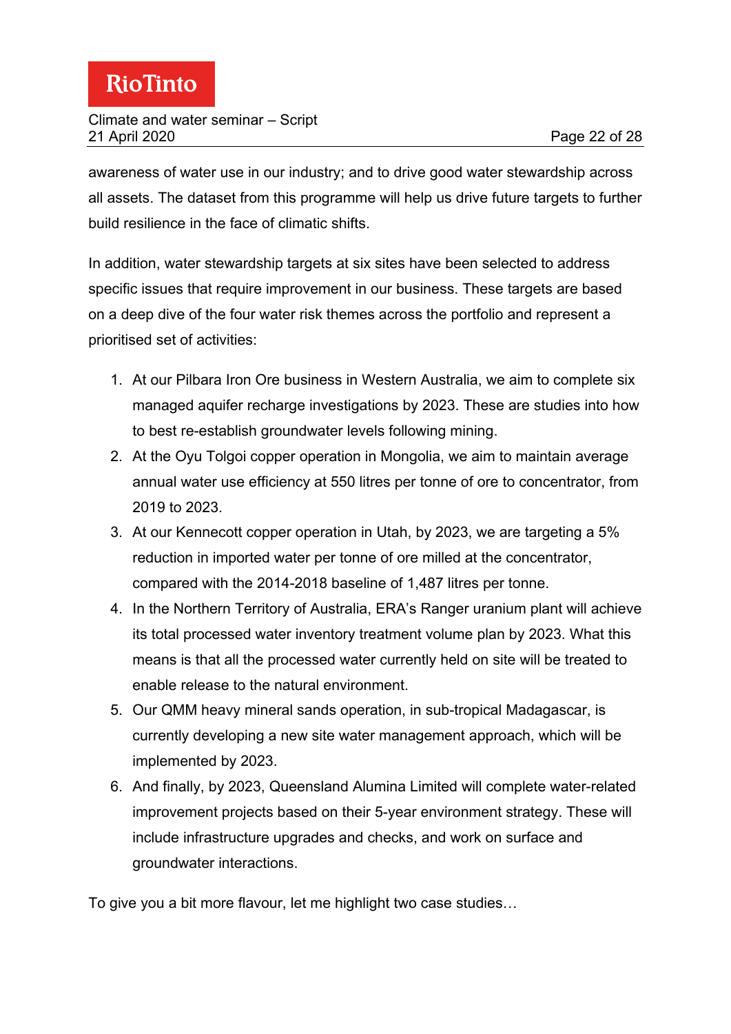awareness of water use in our industry; and to drive good water stewardship across all assets. The dataset from this programme will help us drive future targets to further build resilience in the face of climatic shifts.

In addition, water stewardship targets at six sites have been selected to address specific issues that require improvement in our business. These targets are based on a deep dive of the four water risk themes across the portfolio and represent a prioritised set of activities:

1. At our Pilbara Iron Ore business in Western Australia, we aim to complete six managed aquifer recharge investigations by 2023. These are studies into how to best re-establish groundwater levels following mining.
2. At the Oyu Tolgoi copper operation in Mongolia, we aim to maintain average annual water use efficiency at 550 litres per tonne of ore to concentrator, from 2019 to 2023.
3. At our Kennecott copper operation in Utah, by 2023, we are targeting a 5% reduction in imported water per tonne of ore milled at the concentrator, compared with the 2014-2018 baseline of 1,487 litres per tonne.
4. In the Northern Territory of Australia, ERA's Ranger uranium plant will achieve its total processed water inventory treatment volume plan by 2023. What this means is that all the processed water currently held on site will be treated to enable release to the natural environment.
5. Our QMM heavy mineral sands operation, in sub-tropical Madagascar, is currently developing a new site water management approach, which will be implemented by 2023.
6. And finally, by 2023, Queensland Alumina Limited will complete water-related improvement projects based on their 5-year environment strategy. These will include infrastructure upgrades and checks, and work on surface and groundwater interactions.

To give you a bit more flavour, let me highlight two case studies…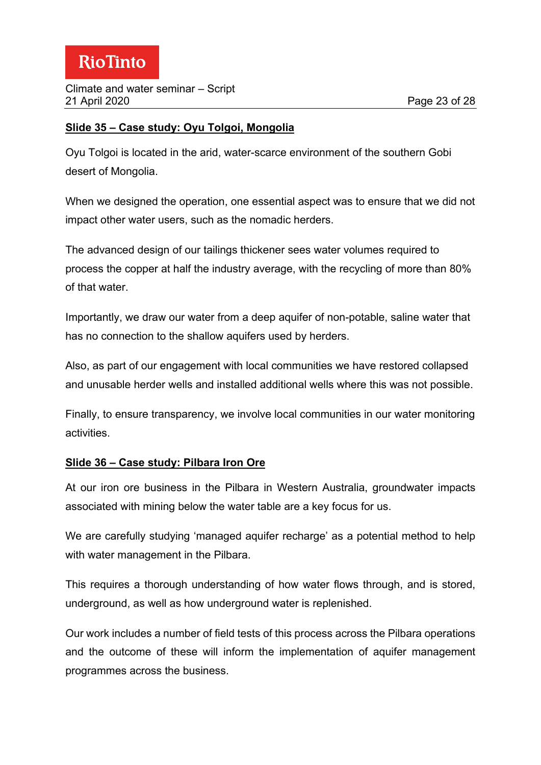**Slide 35 – Case study: Oyu Tolgoi, Mongolia**

Oyu Tolgoi is located in the arid, water-scarce environment of the southern Gobi desert of Mongolia.

When we designed the operation, one essential aspect was to ensure that we did not impact other water users, such as the nomadic herders.

The advanced design of our tailings thickener sees water volumes required to process the copper at half the industry average, with the recycling of more than 80% of that water.

Importantly, we draw our water from a deep aquifer of non-potable, saline water that has no connection to the shallow aquifers used by herders.

Also, as part of our engagement with local communities we have restored collapsed and unusable herder wells and installed additional wells where this was not possible.

Finally, to ensure transparency, we involve local communities in our water monitoring activities.

**Slide 36 – Case study: Pilbara Iron Ore**

At our iron ore business in the Pilbara in Western Australia, groundwater impacts associated with mining below the water table are a key focus for us.

We are carefully studying 'managed aquifer recharge' as a potential method to help with water management in the Pilbara.

This requires a thorough understanding of how water flows through, and is stored, underground, as well as how underground water is replenished.

Our work includes a number of field tests of this process across the Pilbara operations and the outcome of these will inform the implementation of aquifer management programmes across the business.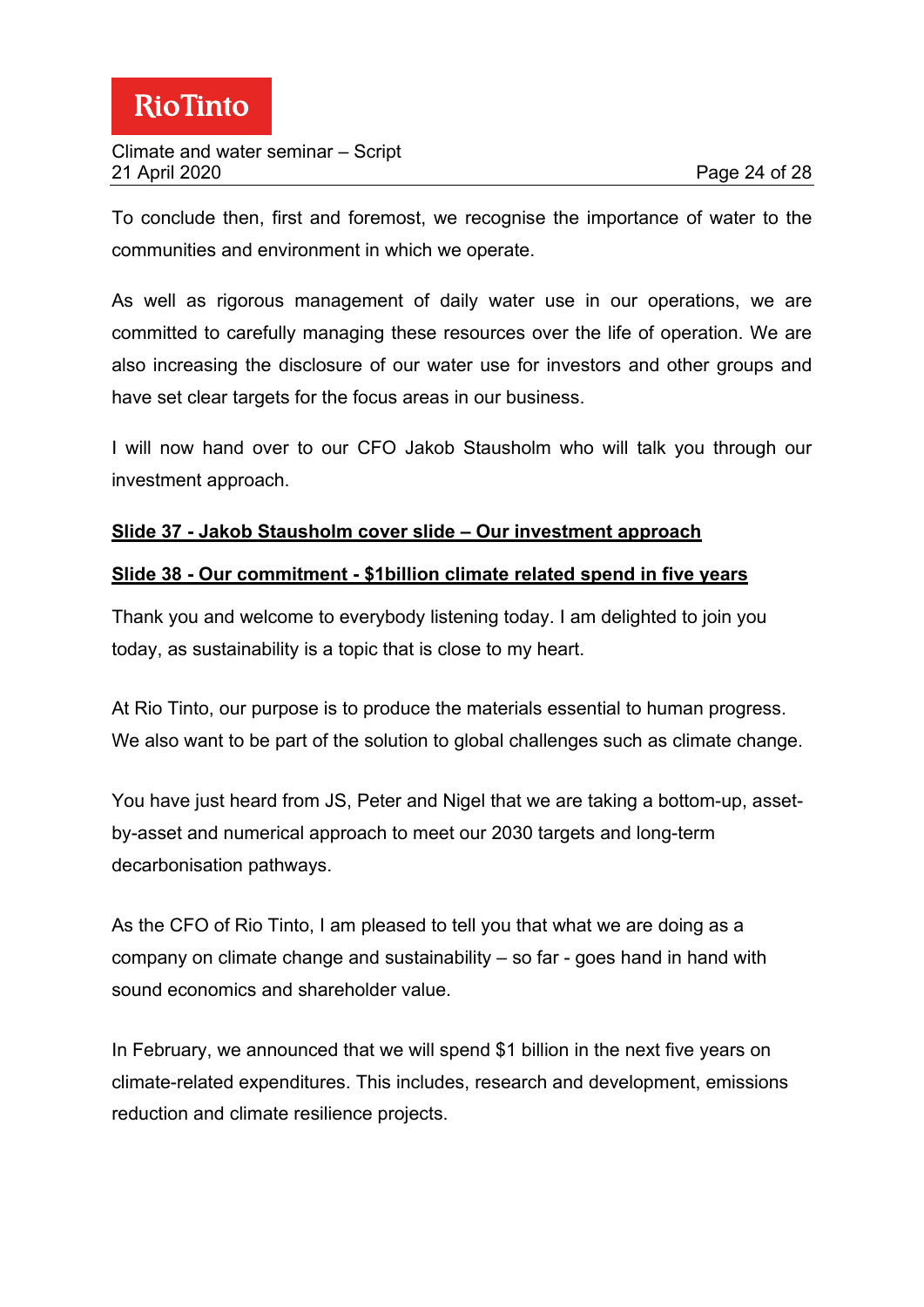To conclude then, first and foremost, we recognise the importance of water to the communities and environment in which we operate.

As well as rigorous management of daily water use in our operations, we are committed to carefully managing these resources over the life of operation. We are also increasing the disclosure of our water use for investors and other groups and have set clear targets for the focus areas in our business.

I will now hand over to our CFO Jakob Stausholm who will talk you through our investment approach.

**Slide 37 - Jakob Stausholm cover slide – Our investment approach**

**Slide 38 - Our commitment - $1billion climate related spend in five years**

Thank you and welcome to everybody listening today. I am delighted to join you today, as sustainability is a topic that is close to my heart.

At Rio Tinto, our purpose is to produce the materials essential to human progress. We also want to be part of the solution to global challenges such as climate change.

You have just heard from JS, Peter and Nigel that we are taking a bottom-up, asset-by-asset and numerical approach to meet our 2030 targets and long-term decarbonisation pathways.

As the CFO of Rio Tinto, I am pleased to tell you that what we are doing as a company on climate change and sustainability – so far - goes hand in hand with sound economics and shareholder value.

In February, we announced that we will spend $1 billion in the next five years on climate-related expenditures. This includes, research and development, emissions reduction and climate resilience projects.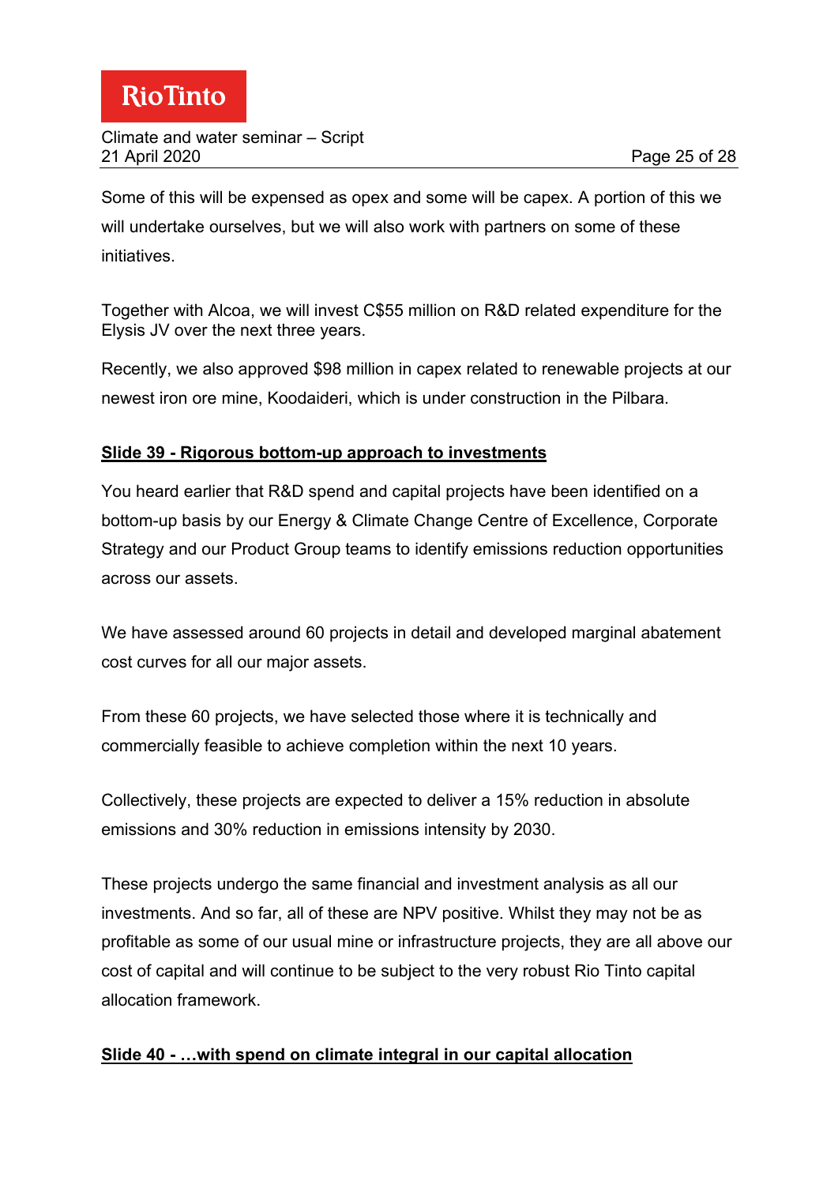Some of this will be expensed as opex and some will be capex. A portion of this we will undertake ourselves, but we will also work with partners on some of these initiatives.

Together with Alcoa, we will invest C$55 million on R&D related expenditure for the Elysis JV over the next three years.

Recently, we also approved $98 million in capex related to renewable projects at our newest iron ore mine, Koodaideri, which is under construction in the Pilbara.

**Slide 39 - Rigorous bottom-up approach to investments**

You heard earlier that R&D spend and capital projects have been identified on a bottom-up basis by our Energy & Climate Change Centre of Excellence, Corporate Strategy and our Product Group teams to identify emissions reduction opportunities across our assets.

We have assessed around 60 projects in detail and developed marginal abatement cost curves for all our major assets.

From these 60 projects, we have selected those where it is technically and commercially feasible to achieve completion within the next 10 years.

Collectively, these projects are expected to deliver a 15% reduction in absolute emissions and 30% reduction in emissions intensity by 2030.

These projects undergo the same financial and investment analysis as all our investments. And so far, all of these are NPV positive. Whilst they may not be as profitable as some of our usual mine or infrastructure projects, they are all above our cost of capital and will continue to be subject to the very robust Rio Tinto capital allocation framework.

**Slide 40 - …with spend on climate integral in our capital allocation**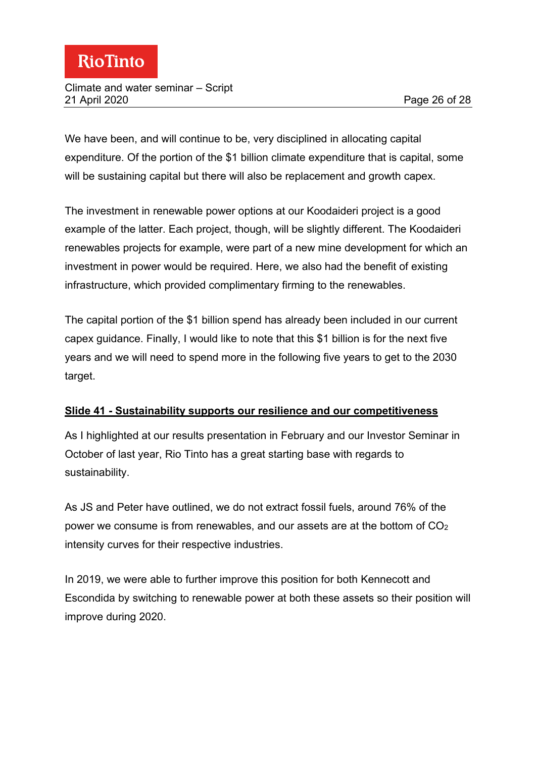We have been, and will continue to be, very disciplined in allocating capital expenditure. Of the portion of the $1 billion climate expenditure that is capital, some will be sustaining capital but there will also be replacement and growth capex.

The investment in renewable power options at our Koodaideri project is a good example of the latter. Each project, though, will be slightly different. The Koodaideri renewables projects for example, were part of a new mine development for which an investment in power would be required. Here, we also had the benefit of existing infrastructure, which provided complimentary firming to the renewables.

The capital portion of the $1 billion spend has already been included in our current capex guidance. Finally, I would like to note that this $1 billion is for the next five years and we will need to spend more in the following five years to get to the 2030 target.

**Slide 41 - Sustainability supports our resilience and our competitiveness**

As I highlighted at our results presentation in February and our Investor Seminar in October of last year, Rio Tinto has a great starting base with regards to sustainability.

As JS and Peter have outlined, we do not extract fossil fuels, around 76% of the power we consume is from renewables, and our assets are at the bottom of $CO_2$ intensity curves for their respective industries.

In 2019, we were able to further improve this position for both Kennecott and Escondida by switching to renewable power at both these assets so their position will improve during 2020.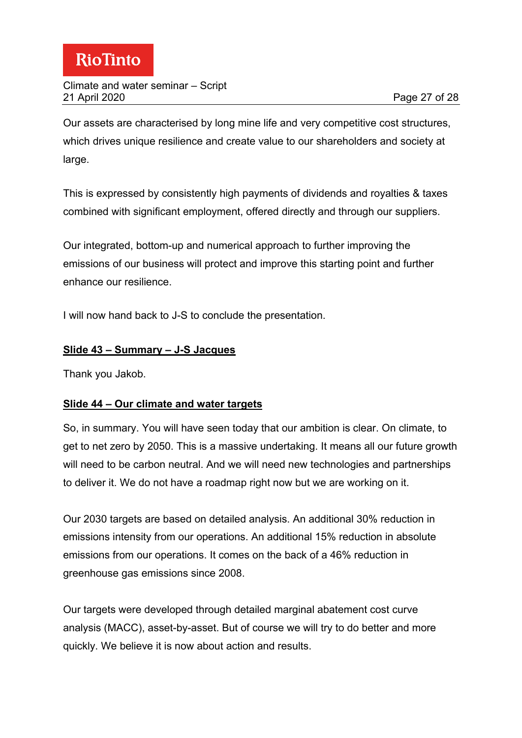Our assets are characterised by long mine life and very competitive cost structures, which drives unique resilience and create value to our shareholders and society at large.

This is expressed by consistently high payments of dividends and royalties & taxes combined with significant employment, offered directly and through our suppliers.

Our integrated, bottom-up and numerical approach to further improving the emissions of our business will protect and improve this starting point and further enhance our resilience.

I will now hand back to J-S to conclude the presentation.

**Slide 43 – Summary – J-S Jacques**

Thank you Jakob.

**Slide 44 – Our climate and water targets**

So, in summary. You will have seen today that our ambition is clear. On climate, to get to net zero by 2050. This is a massive undertaking. It means all our future growth will need to be carbon neutral. And we will need new technologies and partnerships to deliver it. We do not have a roadmap right now but we are working on it.

Our 2030 targets are based on detailed analysis. An additional 30% reduction in emissions intensity from our operations. An additional 15% reduction in absolute emissions from our operations. It comes on the back of a 46% reduction in greenhouse gas emissions since 2008.

Our targets were developed through detailed marginal abatement cost curve analysis (MACC), asset-by-asset. But of course we will try to do better and more quickly. We believe it is now about action and results.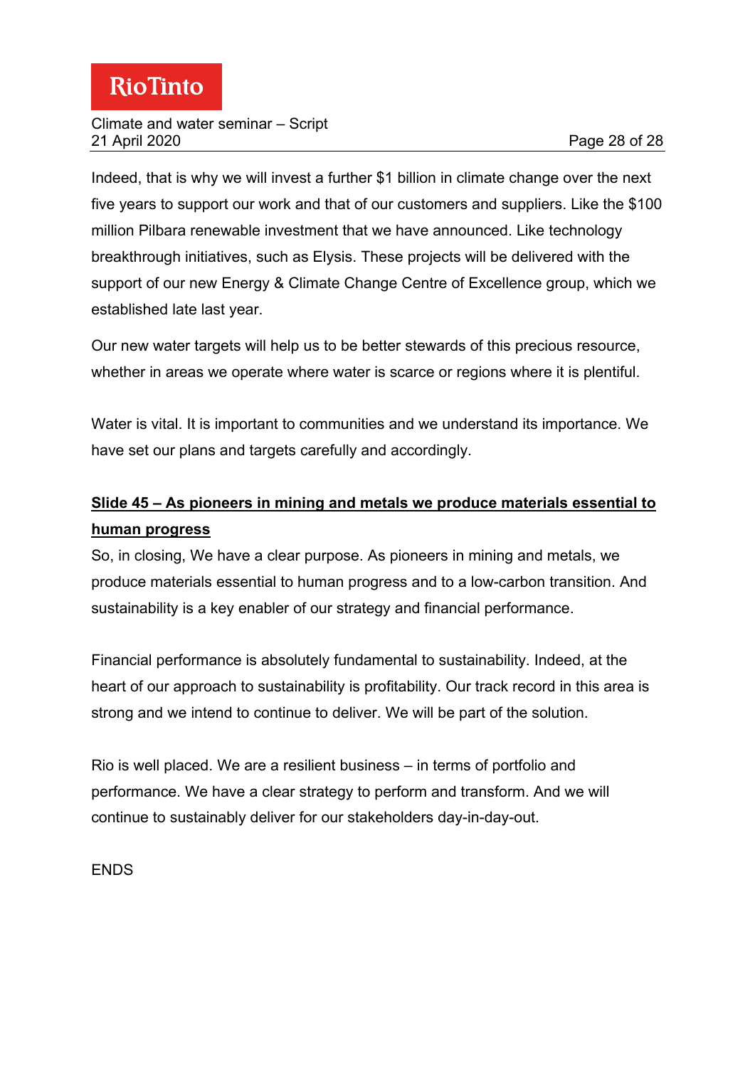Indeed, that is why we will invest a further $1 billion in climate change over the next five years to support our work and that of our customers and suppliers. Like the $100 million Pilbara renewable investment that we have announced. Like technology breakthrough initiatives, such as Elysis. These projects will be delivered with the support of our new Energy & Climate Change Centre of Excellence group, which we established late last year.

Our new water targets will help us to be better stewards of this precious resource, whether in areas we operate where water is scarce or regions where it is plentiful.

Water is vital. It is important to communities and we understand its importance. We have set our plans and targets carefully and accordingly.

**Slide 45 – As pioneers in mining and metals we produce materials essential to human progress**

So, in closing, We have a clear purpose. As pioneers in mining and metals, we produce materials essential to human progress and to a low-carbon transition. And sustainability is a key enabler of our strategy and financial performance.

Financial performance is absolutely fundamental to sustainability. Indeed, at the heart of our approach to sustainability is profitability. Our track record in this area is strong and we intend to continue to deliver. We will be part of the solution.

Rio is well placed. We are a resilient business – in terms of portfolio and performance. We have a clear strategy to perform and transform. And we will continue to sustainably deliver for our stakeholders day-in-day-out.

ENDS